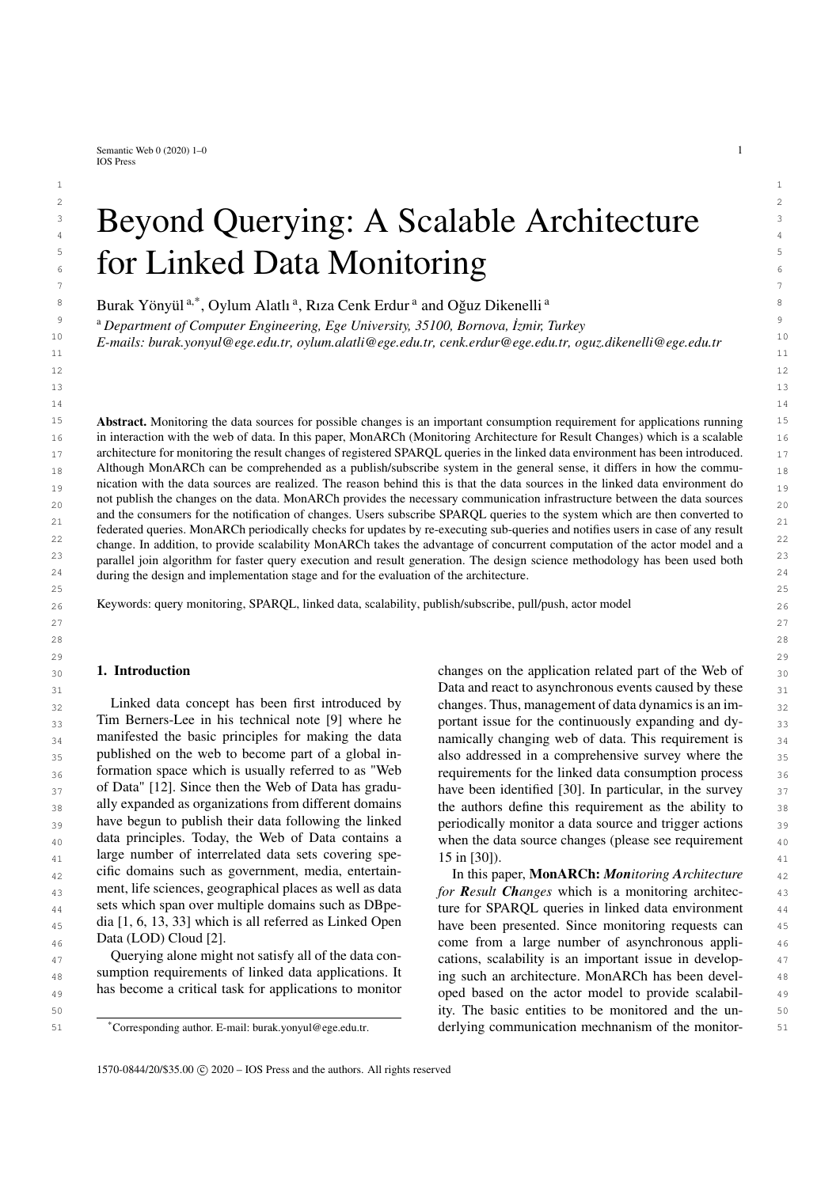# Beyond Querying: A Scalable Architecture for Linked Data Monitoring

Burak Yönyül [a,*], Oylum Alatlı [a], Rıza Cenk Erdur [a] and Oğuz Dikenelli [a]

[a] *Department of Computer Engineering, Ege University, 35100, Bornova, İzmir, Turkey*
*E-mails: burak.yonyul@ege.edu.tr, oylum.alatli@ege.edu.tr, cenk.erdur@ege.edu.tr, oguz.dikenelli@ege.edu.tr*

**Abstract.** Monitoring the data sources for possible changes is an important consumption requirement for applications running in interaction with the web of data. In this paper, MonARCh (Monitoring Architecture for Result Changes) which is a scalable architecture for monitoring the result changes of registered SPARQL queries in the linked data environment has been introduced. Although MonARCh can be comprehended as a publish/subscribe system in the general sense, it differs in how the communication with the data sources are realized. The reason behind this is that the data sources in the linked data environment do not publish the changes on the data. MonARCh provides the necessary communication infrastructure between the data sources and the consumers for the notification of changes. Users subscribe SPARQL queries to the system which are then converted to federated queries. MonARCh periodically checks for updates by re-executing sub-queries and notifies users in case of any result change. In addition, to provide scalability MonARCh takes the advantage of concurrent computation of the actor model and a parallel join algorithm for faster query execution and result generation. The design science methodology has been used both during the design and implementation stage and for the evaluation of the architecture.

Keywords: query monitoring, SPARQL, linked data, scalability, publish/subscribe, pull/push, actor model

## 1. Introduction

Linked data concept has been first introduced by Tim Berners-Lee in his technical note [9] where he manifested the basic principles for making the data published on the web to become part of a global information space which is usually referred to as "Web of Data" [12]. Since then the Web of Data has gradually expanded as organizations from different domains have begun to publish their data following the linked data principles. Today, the Web of Data contains a large number of interrelated data sets covering specific domains such as government, media, entertainment, life sciences, geographical places as well as data sets which span over multiple domains such as DBpedia [1, 6, 13, 33] which is all referred as Linked Open Data (LOD) Cloud [2].

Querying alone might not satisfy all of the data consumption requirements of linked data applications. It has become a critical task for applications to monitor changes on the application related part of the Web of Data and react to asynchronous events caused by these changes. Thus, management of data dynamics is an important issue for the continuously expanding and dynamically changing web of data. This requirement is also addressed in a comprehensive survey where the requirements for the linked data consumption process have been identified [30]. In particular, in the survey the authors define this requirement as the ability to periodically monitor a data source and trigger actions when the data source changes (please see requirement 15 in [30]).

In this paper, **MonARCh:** ***Mon****itoring* ***A****rchitecture for* ***R****esult* ***Ch****anges* which is a monitoring architecture for SPARQL queries in linked data environment have been presented. Since monitoring requests can come from a large number of asynchronous applications, scalability is an important issue in developing such an architecture. MonARCh has been developed based on the actor model to provide scalability. The basic entities to be monitored and the underlying communication mechnanism of the monitor-

*Corresponding author. E-mail: burak.yonyul@ege.edu.tr.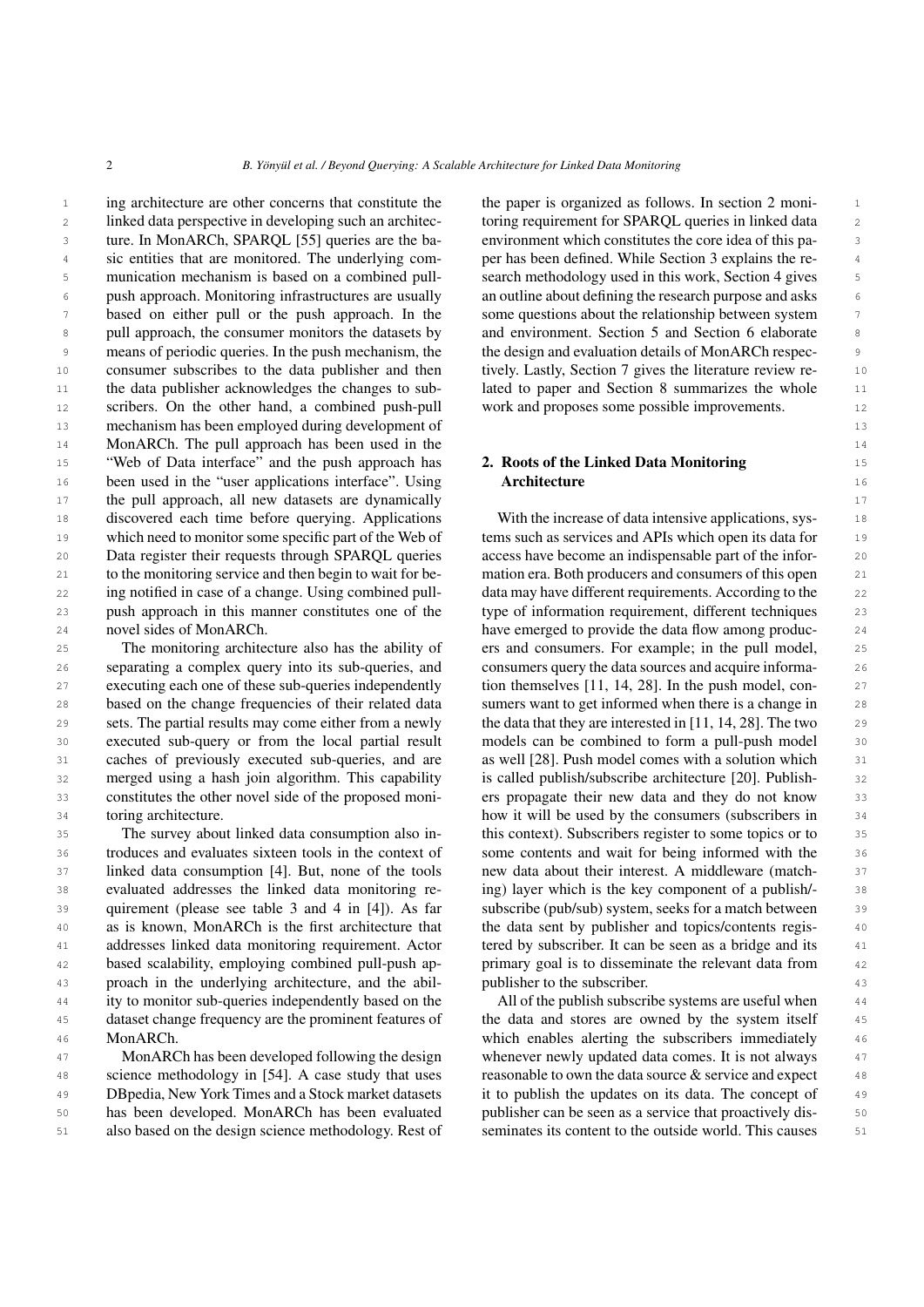ing architecture are other concerns that constitute the linked data perspective in developing such an architecture. In MonARCh, SPARQL [55] queries are the basic entities that are monitored. The underlying communication mechanism is based on a combined pull-push approach. Monitoring infrastructures are usually based on either pull or the push approach. In the pull approach, the consumer monitors the datasets by means of periodic queries. In the push mechanism, the consumer subscribes to the data publisher and then the data publisher acknowledges the changes to subscribers. On the other hand, a combined push-pull mechanism has been employed during development of MonARCh. The pull approach has been used in the "Web of Data interface" and the push approach has been used in the "user applications interface". Using the pull approach, all new datasets are dynamically discovered each time before querying. Applications which need to monitor some specific part of the Web of Data register their requests through SPARQL queries to the monitoring service and then begin to wait for being notified in case of a change. Using combined pull-push approach in this manner constitutes one of the novel sides of MonARCh.

The monitoring architecture also has the ability of separating a complex query into its sub-queries, and executing each one of these sub-queries independently based on the change frequencies of their related data sets. The partial results may come either from a newly executed sub-query or from the local partial result caches of previously executed sub-queries, and are merged using a hash join algorithm. This capability constitutes the other novel side of the proposed monitoring architecture.

The survey about linked data consumption also introduces and evaluates sixteen tools in the context of linked data consumption [4]. But, none of the tools evaluated addresses the linked data monitoring requirement (please see table 3 and 4 in [4]). As far as is known, MonARCh is the first architecture that addresses linked data monitoring requirement. Actor based scalability, employing combined pull-push approach in the underlying architecture, and the ability to monitor sub-queries independently based on the dataset change frequency are the prominent features of MonARCh.

MonARCh has been developed following the design science methodology in [54]. A case study that uses DBpedia, New York Times and a Stock market datasets has been developed. MonARCh has been evaluated also based on the design science methodology. Rest of the paper is organized as follows. In section 2 monitoring requirement for SPARQL queries in linked data environment which constitutes the core idea of this paper has been defined. While Section 3 explains the research methodology used in this work, Section 4 gives an outline about defining the research purpose and asks some questions about the relationship between system and environment. Section 5 and Section 6 elaborate the design and evaluation details of MonARCh respectively. Lastly, Section 7 gives the literature review related to paper and Section 8 summarizes the whole work and proposes some possible improvements.

## 2. Roots of the Linked Data Monitoring Architecture

With the increase of data intensive applications, systems such as services and APIs which open its data for access have become an indispensable part of the information era. Both producers and consumers of this open data may have different requirements. According to the type of information requirement, different techniques have emerged to provide the data flow among producers and consumers. For example; in the pull model, consumers query the data sources and acquire information themselves [11, 14, 28]. In the push model, consumers want to get informed when there is a change in the data that they are interested in [11, 14, 28]. The two models can be combined to form a pull-push model as well [28]. Push model comes with a solution which is called publish/subscribe architecture [20]. Publishers propagate their new data and they do not know how it will be used by the consumers (subscribers in this context). Subscribers register to some topics or to some contents and wait for being informed with the new data about their interest. A middleware (matching) layer which is the key component of a publish/subscribe (pub/sub) system, seeks for a match between the data sent by publisher and topics/contents registered by subscriber. It can be seen as a bridge and its primary goal is to disseminate the relevant data from publisher to the subscriber.

All of the publish subscribe systems are useful when the data and stores are owned by the system itself which enables alerting the subscribers immediately whenever newly updated data comes. It is not always reasonable to own the data source & service and expect it to publish the updates on its data. The concept of publisher can be seen as a service that proactively disseminates its content to the outside world. This causes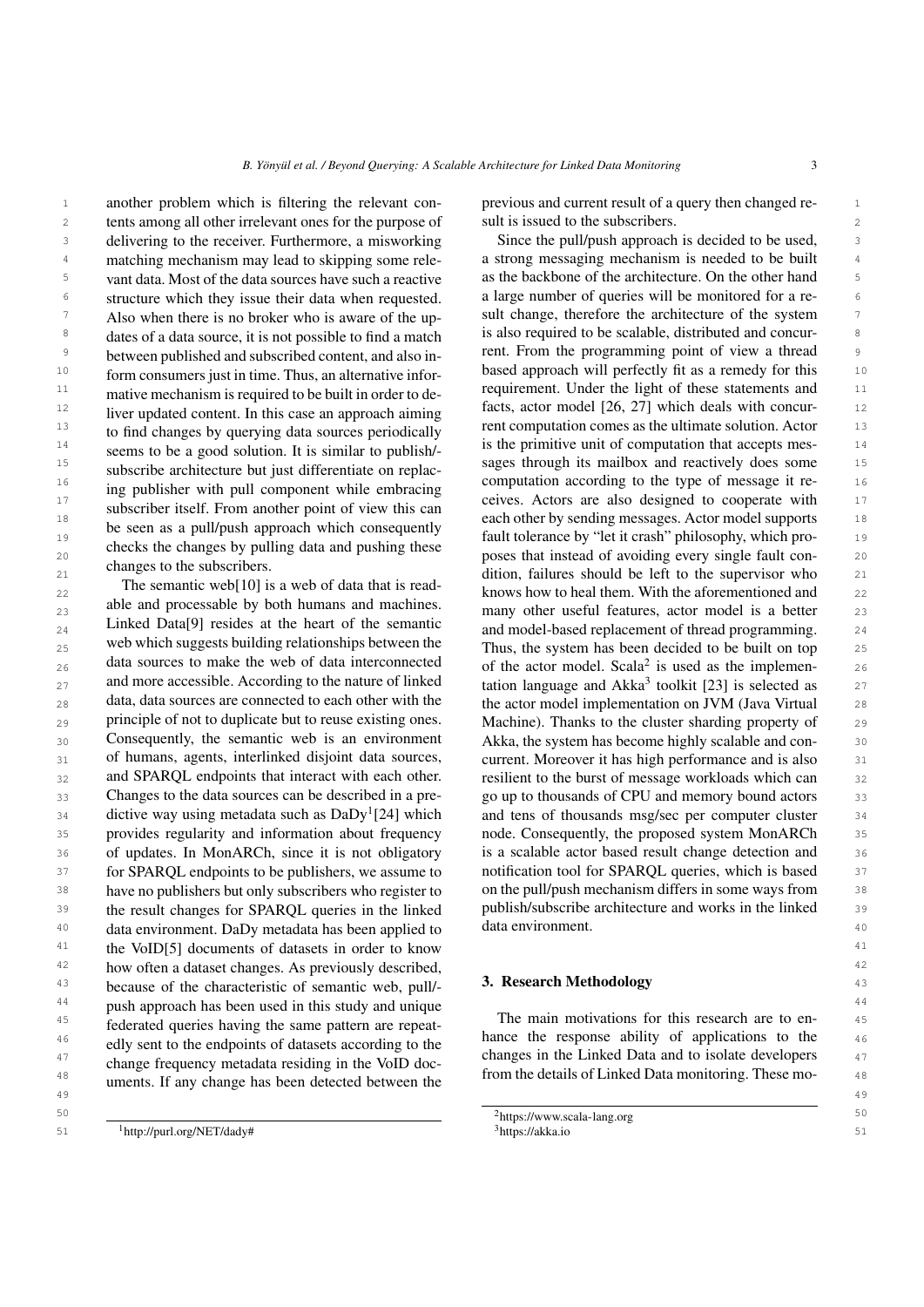another problem which is filtering the relevant contents among all other irrelevant ones for the purpose of delivering to the receiver. Furthermore, a misworking matching mechanism may lead to skipping some relevant data. Most of the data sources have such a reactive structure which they issue their data when requested. Also when there is no broker who is aware of the updates of a data source, it is not possible to find a match between published and subscribed content, and also inform consumers just in time. Thus, an alternative informative mechanism is required to be built in order to deliver updated content. In this case an approach aiming to find changes by querying data sources periodically seems to be a good solution. It is similar to publish/-subscribe architecture but just differentiate on replacing publisher with pull component while embracing subscriber itself. From another point of view this can be seen as a pull/push approach which consequently checks the changes by pulling data and pushing these changes to the subscribers.

The semantic web[10] is a web of data that is readable and processable by both humans and machines. Linked Data[9] resides at the heart of the semantic web which suggests building relationships between the data sources to make the web of data interconnected and more accessible. According to the nature of linked data, data sources are connected to each other with the principle of not to duplicate but to reuse existing ones. Consequently, the semantic web is an environment of humans, agents, interlinked disjoint data sources, and SPARQL endpoints that interact with each other. Changes to the data sources can be described in a predictive way using metadata such as DaDy[1][24] which provides regularity and information about frequency of updates. In MonARCh, since it is not obligatory for SPARQL endpoints to be publishers, we assume to have no publishers but only subscribers who register to the result changes for SPARQL queries in the linked data environment. DaDy metadata has been applied to the VoID[5] documents of datasets in order to know how often a dataset changes. As previously described, because of the characteristic of semantic web, pull/-push approach has been used in this study and unique federated queries having the same pattern are repeatedly sent to the endpoints of datasets according to the change frequency metadata residing in the VoID documents. If any change has been detected between the previous and current result of a query then changed result is issued to the subscribers.

Since the pull/push approach is decided to be used, a strong messaging mechanism is needed to be built as the backbone of the architecture. On the other hand a large number of queries will be monitored for a result change, therefore the architecture of the system is also required to be scalable, distributed and concurrent. From the programming point of view a thread based approach will perfectly fit as a remedy for this requirement. Under the light of these statements and facts, actor model [26, 27] which deals with concurrent computation comes as the ultimate solution. Actor is the primitive unit of computation that accepts messages through its mailbox and reactively does some computation according to the type of message it receives. Actors are also designed to cooperate with each other by sending messages. Actor model supports fault tolerance by "let it crash" philosophy, which proposes that instead of avoiding every single fault condition, failures should be left to the supervisor who knows how to heal them. With the aforementioned and many other useful features, actor model is a better and model-based replacement of thread programming. Thus, the system has been decided to be built on top of the actor model. Scala[2] is used as the implementation language and Akka[3] toolkit [23] is selected as the actor model implementation on JVM (Java Virtual Machine). Thanks to the cluster sharding property of Akka, the system has become highly scalable and concurrent. Moreover it has high performance and is also resilient to the burst of message workloads which can go up to thousands of CPU and memory bound actors and tens of thousands msg/sec per computer cluster node. Consequently, the proposed system MonARCh is a scalable actor based result change detection and notification tool for SPARQL queries, which is based on the pull/push mechanism differs in some ways from publish/subscribe architecture and works in the linked data environment.

## 3. Research Methodology

The main motivations for this research are to enhance the response ability of applications to the changes in the Linked Data and to isolate developers from the details of Linked Data monitoring. These mo-

[1] http://purl.org/NET/dady#

[2] https://www.scala-lang.org

[3] https://akka.io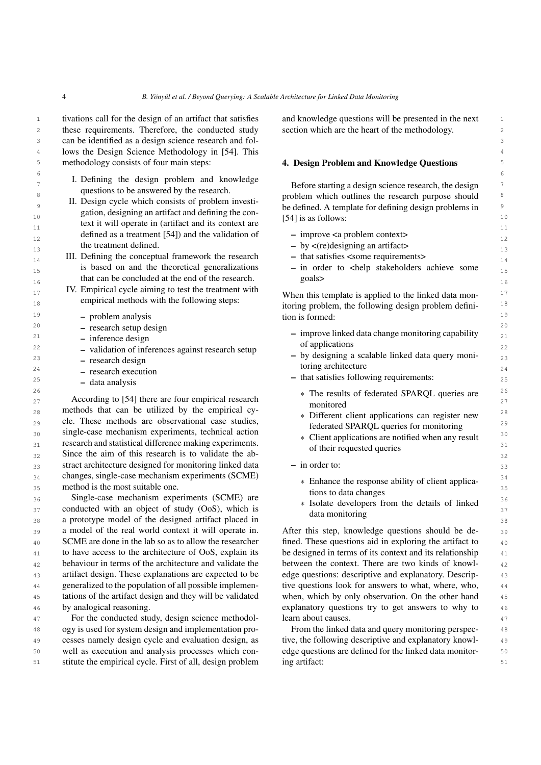tivations call for the design of an artifact that satisfies these requirements. Therefore, the conducted study can be identified as a design science research and follows the Design Science Methodology in [54]. This methodology consists of four main steps:

I. Defining the design problem and knowledge questions to be answered by the research.
II. Design cycle which consists of problem investigation, designing an artifact and defining the context it will operate in (artifact and its context are defined as a treatment [54]) and the validation of the treatment defined.
III. Defining the conceptual framework the research is based on and the theoretical generalizations that can be concluded at the end of the research.
IV. Empirical cycle aiming to test the treatment with empirical methods with the following steps:
   - problem analysis
   - research setup design
   - inference design
   - validation of inferences against research setup
   - research design
   - research execution
   - data analysis

According to [54] there are four empirical research methods that can be utilized by the empirical cycle. These methods are observational case studies, single-case mechanism experiments, technical action research and statistical difference making experiments. Since the aim of this research is to validate the abstract architecture designed for monitoring linked data changes, single-case mechanism experiments (SCME) method is the most suitable one.

Single-case mechanism experiments (SCME) are conducted with an object of study (OoS), which is a prototype model of the designed artifact placed in a model of the real world context it will operate in. SCME are done in the lab so as to allow the researcher to have access to the architecture of OoS, explain its behaviour in terms of the architecture and validate the artifact design. These explanations are expected to be generalized to the population of all possible implementations of the artifact design and they will be validated by analogical reasoning.

For the conducted study, design science methodology is used for system design and implementation processes namely design cycle and evaluation design, as well as execution and analysis processes which constitute the empirical cycle. First of all, design problem and knowledge questions will be presented in the next section which are the heart of the methodology.

## 4. Design Problem and Knowledge Questions

Before starting a design science research, the design problem which outlines the research purpose should be defined. A template for defining design problems in [54] is as follows:

- improve <a problem context>
- by <(re)designing an artifact>
- that satisfies <some requirements>
- in order to <help stakeholders achieve some goals>

When this template is applied to the linked data monitoring problem, the following design problem definition is formed:

- improve linked data change monitoring capability of applications
- by designing a scalable linked data query monitoring architecture
- that satisfies following requirements:
   * The results of federated SPARQL queries are monitored
   * Different client applications can register new federated SPARQL queries for monitoring
   * Client applications are notified when any result of their requested queries
- in order to:
   * Enhance the response ability of client applications to data changes
   * Isolate developers from the details of linked data monitoring

After this step, knowledge questions should be defined. These questions aid in exploring the artifact to be designed in terms of its context and its relationship between the context. There are two kinds of knowledge questions: descriptive and explanatory. Descriptive questions look for answers to what, where, who, when, which by only observation. On the other hand explanatory questions try to get answers to why to learn about causes.

From the linked data and query monitoring perspective, the following descriptive and explanatory knowledge questions are defined for the linked data monitoring artifact: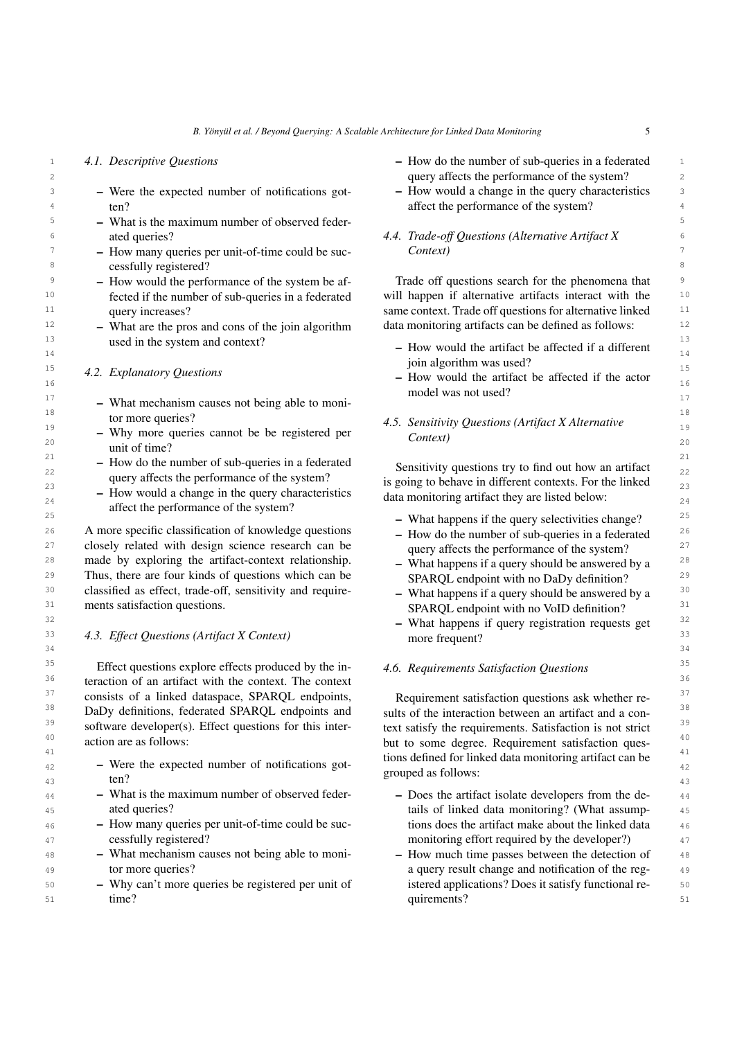### 4.1. Descriptive Questions

- Were the expected number of notifications gotten?
- What is the maximum number of observed federated queries?
- How many queries per unit-of-time could be successfully registered?
- How would the performance of the system be affected if the number of sub-queries in a federated query increases?
- What are the pros and cons of the join algorithm used in the system and context?

### 4.2. Explanatory Questions

- What mechanism causes not being able to monitor more queries?
- Why more queries cannot be registered per unit of time?
- How do the number of sub-queries in a federated query affects the performance of the system?
- How would a change in the query characteristics affect the performance of the system?

A more specific classification of knowledge questions closely related with design science research can be made by exploring the artifact-context relationship. Thus, there are four kinds of questions which can be classified as effect, trade-off, sensitivity and requirements satisfaction questions.

### 4.3. Effect Questions (Artifact X Context)

Effect questions explore effects produced by the interaction of an artifact with the context. The context consists of a linked dataspace, SPARQL endpoints, DaDy definitions, federated SPARQL endpoints and software developer(s). Effect questions for this interaction are as follows:

- Were the expected number of notifications gotten?
- What is the maximum number of observed federated queries?
- How many queries per unit-of-time could be successfully registered?
- What mechanism causes not being able to monitor more queries?
- Why can't more queries be registered per unit of time?
- How do the number of sub-queries in a federated query affects the performance of the system?
- How would a change in the query characteristics affect the performance of the system?

### 4.4. Trade-off Questions (Alternative Artifact X Context)

Trade off questions search for the phenomena that will happen if alternative artifacts interact with the same context. Trade off questions for alternative linked data monitoring artifacts can be defined as follows:

- How would the artifact be affected if a different join algorithm was used?
- How would the artifact be affected if the actor model was not used?

### 4.5. Sensitivity Questions (Artifact X Alternative Context)

Sensitivity questions try to find out how an artifact is going to behave in different contexts. For the linked data monitoring artifact they are listed below:

- What happens if the query selectivities change?
- How do the number of sub-queries in a federated query affects the performance of the system?
- What happens if a query should be answered by a SPARQL endpoint with no DaDy definition?
- What happens if a query should be answered by a SPARQL endpoint with no VoID definition?
- What happens if query registration requests get more frequent?

### 4.6. Requirements Satisfaction Questions

Requirement satisfaction questions ask whether results of the interaction between an artifact and a context satisfy the requirements. Satisfaction is not strict but to some degree. Requirement satisfaction questions defined for linked data monitoring artifact can be grouped as follows:

- Does the artifact isolate developers from the details of linked data monitoring? (What assumptions does the artifact make about the linked data monitoring effort required by the developer?)
- How much time passes between the detection of a query result change and notification of the registered applications? Does it satisfy functional requirements?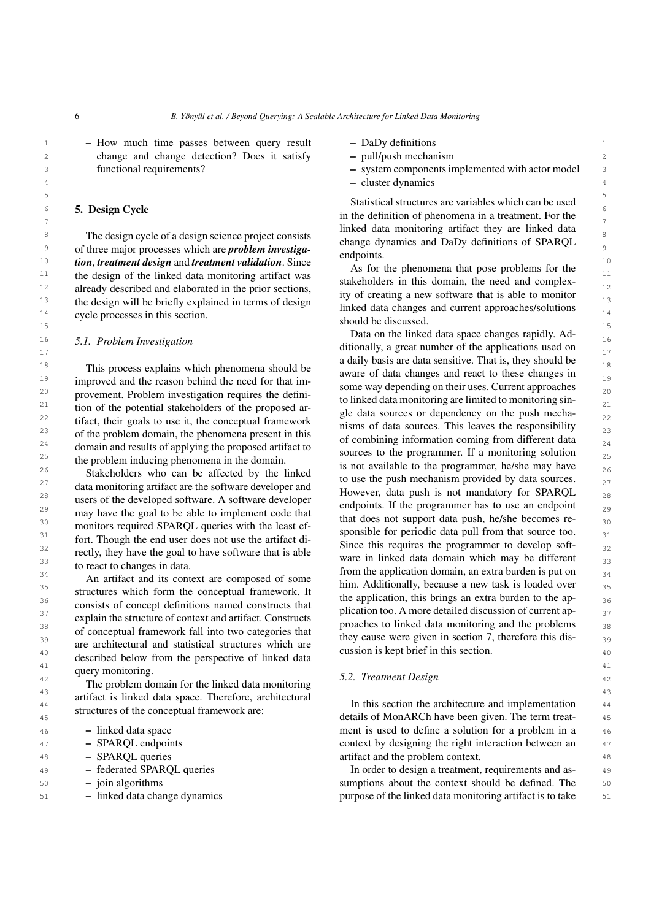- How much time passes between query result change and change detection? Does it satisfy functional requirements?

## 5. Design Cycle

The design cycle of a design science project consists of three major processes which are ***problem investigation***, ***treatment design*** and ***treatment validation***. Since the design of the linked data monitoring artifact was already described and elaborated in the prior sections, the design will be briefly explained in terms of design cycle processes in this section.

### 5.1. Problem Investigation

This process explains which phenomena should be improved and the reason behind the need for that improvement. Problem investigation requires the definition of the potential stakeholders of the proposed artifact, their goals to use it, the conceptual framework of the problem domain, the phenomena present in this domain and results of applying the proposed artifact to the problem inducing phenomena in the domain.

Stakeholders who can be affected by the linked data monitoring artifact are the software developer and users of the developed software. A software developer may have the goal to be able to implement code that monitors required SPARQL queries with the least effort. Though the end user does not use the artifact directly, they have the goal to have software that is able to react to changes in data.

An artifact and its context are composed of some structures which form the conceptual framework. It consists of concept definitions named constructs that explain the structure of context and artifact. Constructs of conceptual framework fall into two categories that are architectural and statistical structures which are described below from the perspective of linked data query monitoring.

The problem domain for the linked data monitoring artifact is linked data space. Therefore, architectural structures of the conceptual framework are:

- linked data space
- SPARQL endpoints
- SPARQL queries
- federated SPARQL queries
- join algorithms
- linked data change dynamics
- DaDy definitions
- pull/push mechanism
- system components implemented with actor model
- cluster dynamics

Statistical structures are variables which can be used in the definition of phenomena in a treatment. For the linked data monitoring artifact they are linked data change dynamics and DaDy definitions of SPARQL endpoints.

As for the phenomena that pose problems for the stakeholders in this domain, the need and complexity of creating a new software that is able to monitor linked data changes and current approaches/solutions should be discussed.

Data on the linked data space changes rapidly. Additionally, a great number of the applications used on a daily basis are data sensitive. That is, they should be aware of data changes and react to these changes in some way depending on their uses. Current approaches to linked data monitoring are limited to monitoring single data sources or dependency on the push mechanisms of data sources. This leaves the responsibility of combining information coming from different data sources to the programmer. If a monitoring solution is not available to the programmer, he/she may have to use the push mechanism provided by data sources. However, data push is not mandatory for SPARQL endpoints. If the programmer has to use an endpoint that does not support data push, he/she becomes responsible for periodic data pull from that source too. Since this requires the programmer to develop software in linked data domain which may be different from the application domain, an extra burden is put on him. Additionally, because a new task is loaded over the application, this brings an extra burden to the application too. A more detailed discussion of current approaches to linked data monitoring and the problems they cause were given in section 7, therefore this discussion is kept brief in this section.

### 5.2. Treatment Design

In this section the architecture and implementation details of MonARCh have been given. The term treatment is used to define a solution for a problem in a context by designing the right interaction between an artifact and the problem context.

In order to design a treatment, requirements and assumptions about the context should be defined. The purpose of the linked data monitoring artifact is to take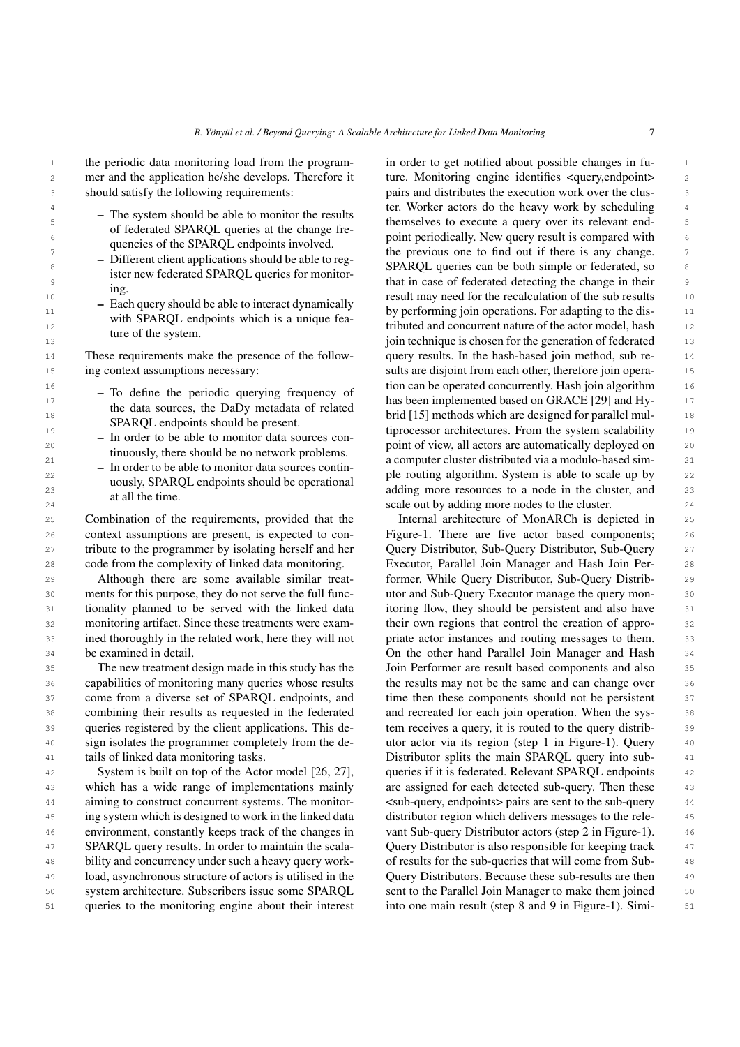the periodic data monitoring load from the programmer and the application he/she develops. Therefore it should satisfy the following requirements:

- The system should be able to monitor the results of federated SPARQL queries at the change frequencies of the SPARQL endpoints involved.
- Different client applications should be able to register new federated SPARQL queries for monitoring.
- Each query should be able to interact dynamically with SPARQL endpoints which is a unique feature of the system.

These requirements make the presence of the following context assumptions necessary:

- To define the periodic querying frequency of the data sources, the DaDy metadata of related SPARQL endpoints should be present.
- In order to be able to monitor data sources continuously, there should be no network problems.
- In order to be able to monitor data sources continuously, SPARQL endpoints should be operational at all the time.

Combination of the requirements, provided that the context assumptions are present, is expected to contribute to the programmer by isolating herself and her code from the complexity of linked data monitoring.

Although there are some available similar treatments for this purpose, they do not serve the full functionality planned to be served with the linked data monitoring artifact. Since these treatments were examined thoroughly in the related work, here they will not be examined in detail.

The new treatment design made in this study has the capabilities of monitoring many queries whose results come from a diverse set of SPARQL endpoints, and combining their results as requested in the federated queries registered by the client applications. This design isolates the programmer completely from the details of linked data monitoring tasks.

System is built on top of the Actor model [26, 27], which has a wide range of implementations mainly aiming to construct concurrent systems. The monitoring system which is designed to work in the linked data environment, constantly keeps track of the changes in SPARQL query results. In order to maintain the scalability and concurrency under such a heavy query workload, asynchronous structure of actors is utilised in the system architecture. Subscribers issue some SPARQL queries to the monitoring engine about their interest in order to get notified about possible changes in future. Monitoring engine identifies <query,endpoint> pairs and distributes the execution work over the cluster. Worker actors do the heavy work by scheduling themselves to execute a query over its relevant endpoint periodically. New query result is compared with the previous one to find out if there is any change. SPARQL queries can be both simple or federated, so that in case of federated detecting the change in their result may need for the recalculation of the sub results by performing join operations. For adapting to the distributed and concurrent nature of the actor model, hash join technique is chosen for the generation of federated query results. In the hash-based join method, sub results are disjoint from each other, therefore join operation can be operated concurrently. Hash join algorithm has been implemented based on GRACE [29] and Hybrid [15] methods which are designed for parallel multiprocessor architectures. From the system scalability point of view, all actors are automatically deployed on a computer cluster distributed via a modulo-based simple routing algorithm. System is able to scale up by adding more resources to a node in the cluster, and scale out by adding more nodes to the cluster.

Internal architecture of MonARCh is depicted in Figure-1. There are five actor based components; Query Distributor, Sub-Query Distributor, Sub-Query Executor, Parallel Join Manager and Hash Join Performer. While Query Distributor, Sub-Query Distributor and Sub-Query Executor manage the query monitoring flow, they should be persistent and also have their own regions that control the creation of appropriate actor instances and routing messages to them. On the other hand Parallel Join Manager and Hash Join Performer are result based components and also the results may not be the same and can change over time then these components should not be persistent and recreated for each join operation. When the system receives a query, it is routed to the query distributor actor via its region (step 1 in Figure-1). Query Distributor splits the main SPARQL query into subqueries if it is federated. Relevant SPARQL endpoints are assigned for each detected sub-query. Then these <sub-query, endpoints> pairs are sent to the sub-query distributor region which delivers messages to the relevant Sub-query Distributor actors (step 2 in Figure-1). Query Distributor is also responsible for keeping track of results for the sub-queries that will come from Sub-Query Distributors. Because these sub-results are then sent to the Parallel Join Manager to make them joined into one main result (step 8 and 9 in Figure-1). Simi-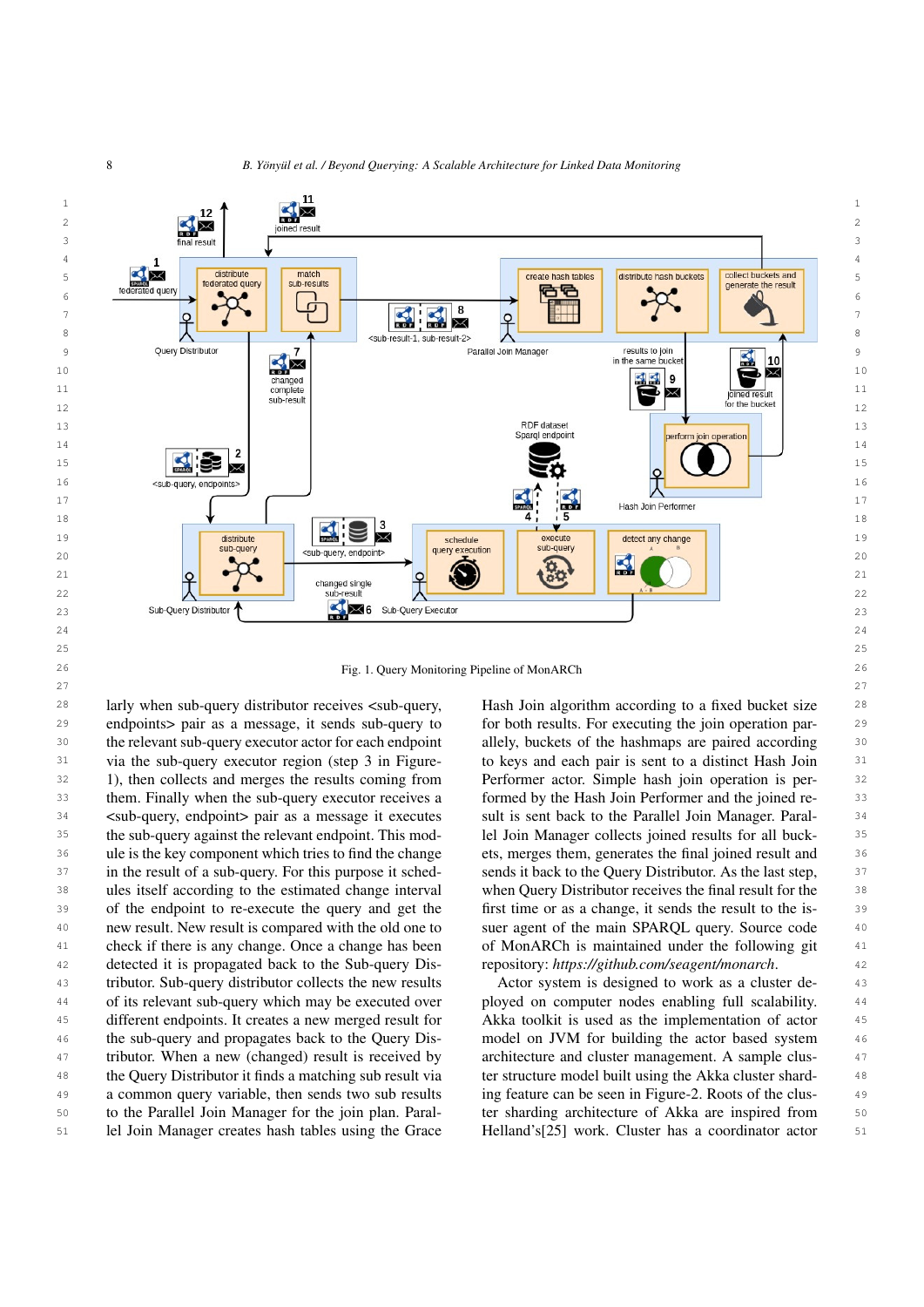Fig. 1. Query Monitoring Pipeline of MonARCh

larly when sub-query distributor receives <sub-query, endpoints> pair as a message, it sends sub-query to the relevant sub-query executor actor for each endpoint via the sub-query executor region (step 3 in Figure-1), then collects and merges the results coming from them. Finally when the sub-query executor receives a <sub-query, endpoint> pair as a message it executes the sub-query against the relevant endpoint. This module is the key component which tries to find the change in the result of a sub-query. For this purpose it schedules itself according to the estimated change interval of the endpoint to re-execute the query and get the new result. New result is compared with the old one to check if there is any change. Once a change has been detected it is propagated back to the Sub-query Distributor. Sub-query distributor collects the new results of its relevant sub-query which may be executed over different endpoints. It creates a new merged result for the sub-query and propagates back to the Query Distributor. When a new (changed) result is received by the Query Distributor it finds a matching sub result via a common query variable, then sends two sub results to the Parallel Join Manager for the join plan. Parallel Join Manager creates hash tables using the Grace Hash Join algorithm according to a fixed bucket size for both results. For executing the join operation parallely, buckets of the hashmaps are paired according to keys and each pair is sent to a distinct Hash Join Performer actor. Simple hash join operation is performed by the Hash Join Performer and the joined result is sent back to the Parallel Join Manager. Parallel Join Manager collects joined results for all buckets, merges them, generates the final joined result and sends it back to the Query Distributor. As the last step, when Query Distributor receives the final result for the first time or as a change, it sends the result to the issuer agent of the main SPARQL query. Source code of MonARCh is maintained under the following git repository: *https://github.com/seagent/monarch*.

Actor system is designed to work as a cluster deployed on computer nodes enabling full scalability. Akka toolkit is used as the implementation of actor model on JVM for building the actor based system architecture and cluster management. A sample cluster structure model built using the Akka cluster sharding feature can be seen in Figure-2. Roots of the cluster sharding architecture of Akka are inspired from Helland's[25] work. Cluster has a coordinator actor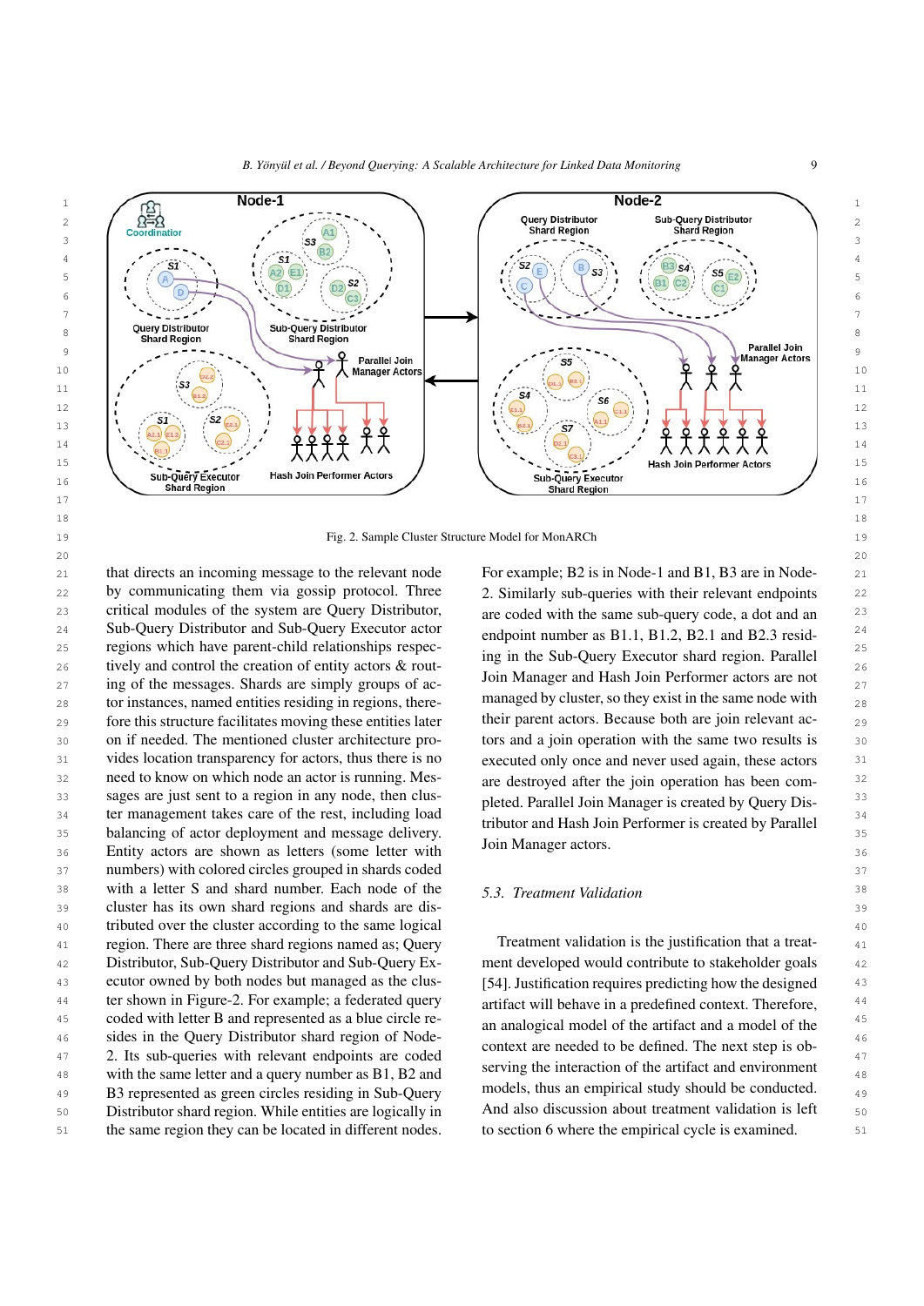Node-1

Coordinator

Query Distributor Shard Region

Sub-Query Distributor Shard Region

Parallel Join Manager Actors

Sub-Query Executor Shard Region

Hash Join Performer Actors

Node-2

Query Distributor Shard Region

Sub-Query Distributor Shard Region

Parallel Join Manager Actors

Hash Join Performer Actors

Sub-Query Executor Shard Region

Fig. 2. Sample Cluster Structure Model for MonARCh

that directs an incoming message to the relevant node by communicating them via gossip protocol. Three critical modules of the system are Query Distributor, Sub-Query Distributor and Sub-Query Executor actor regions which have parent-child relationships respectively and control the creation of entity actors & routing of the messages. Shards are simply groups of actor instances, named entities residing in regions, therefore this structure facilitates moving these entities later on if needed. The mentioned cluster architecture provides location transparency for actors, thus there is no need to know on which node an actor is running. Messages are just sent to a region in any node, then cluster management takes care of the rest, including load balancing of actor deployment and message delivery. Entity actors are shown as letters (some letter with numbers) with colored circles grouped in shards coded with a letter S and shard number. Each node of the cluster has its own shard regions and shards are distributed over the cluster according to the same logical region. There are three shard regions named as; Query Distributor, Sub-Query Distributor and Sub-Query Executor owned by both nodes but managed as the cluster shown in Figure-2. For example; a federated query coded with letter B and represented as a blue circle resides in the Query Distributor shard region of Node-2. Its sub-queries with relevant endpoints are coded with the same letter and a query number as B1, B2 and B3 represented as green circles residing in Sub-Query Distributor shard region. While entities are logically in the same region they can be located in different nodes. For example; B2 is in Node-1 and B1, B3 are in Node-2. Similarly sub-queries with their relevant endpoints are coded with the same sub-query code, a dot and an endpoint number as B1.1, B1.2, B2.1 and B2.3 residing in the Sub-Query Executor shard region. Parallel Join Manager and Hash Join Performer actors are not managed by cluster, so they exist in the same node with their parent actors. Because both are join relevant actors and a join operation with the same two results is executed only once and never used again, these actors are destroyed after the join operation has been completed. Parallel Join Manager is created by Query Distributor and Hash Join Performer is created by Parallel Join Manager actors.

### 5.3. *Treatment Validation*

Treatment validation is the justification that a treatment developed would contribute to stakeholder goals [54]. Justification requires predicting how the designed artifact will behave in a predefined context. Therefore, an analogical model of the artifact and a model of the context are needed to be defined. The next step is observing the interaction of the artifact and environment models, thus an empirical study should be conducted. And also discussion about treatment validation is left to section 6 where the empirical cycle is examined.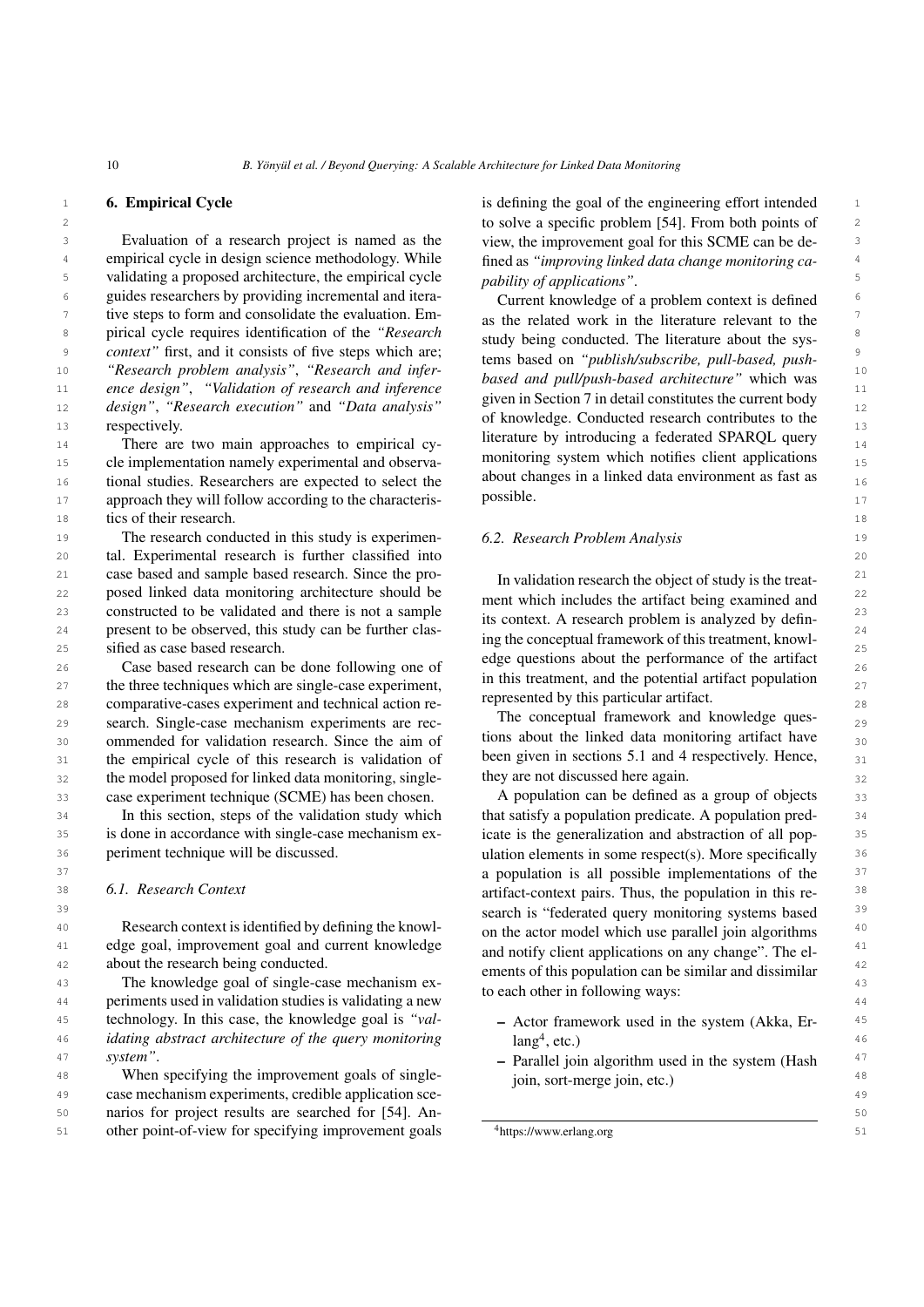## 6. Empirical Cycle

Evaluation of a research project is named as the empirical cycle in design science methodology. While validating a proposed architecture, the empirical cycle guides researchers by providing incremental and iterative steps to form and consolidate the evaluation. Empirical cycle requires identification of the *"Research context"* first, and it consists of five steps which are; *"Research problem analysis"*, *"Research and inference design"*, *"Validation of research and inference design"*, *"Research execution"* and *"Data analysis"* respectively.

There are two main approaches to empirical cycle implementation namely experimental and observational studies. Researchers are expected to select the approach they will follow according to the characteristics of their research.

The research conducted in this study is experimental. Experimental research is further classified into case based and sample based research. Since the proposed linked data monitoring architecture should be constructed to be validated and there is not a sample present to be observed, this study can be further classified as case based research.

Case based research can be done following one of the three techniques which are single-case experiment, comparative-cases experiment and technical action research. Single-case mechanism experiments are recommended for validation research. Since the aim of the empirical cycle of this research is validation of the model proposed for linked data monitoring, single-case experiment technique (SCME) has been chosen.

In this section, steps of the validation study which is done in accordance with single-case mechanism experiment technique will be discussed.

### 6.1. Research Context

Research context is identified by defining the knowledge goal, improvement goal and current knowledge about the research being conducted.

The knowledge goal of single-case mechanism experiments used in validation studies is validating a new technology. In this case, the knowledge goal is *"validating abstract architecture of the query monitoring system"*.

When specifying the improvement goals of single-case mechanism experiments, credible application scenarios for project results are searched for [54]. Another point-of-view for specifying improvement goals is defining the goal of the engineering effort intended to solve a specific problem [54]. From both points of view, the improvement goal for this SCME can be defined as *"improving linked data change monitoring capability of applications"*.

Current knowledge of a problem context is defined as the related work in the literature relevant to the study being conducted. The literature about the systems based on *"publish/subscribe, pull-based, push-based and pull/push-based architecture"* which was given in Section 7 in detail constitutes the current body of knowledge. Conducted research contributes to the literature by introducing a federated SPARQL query monitoring system which notifies client applications about changes in a linked data environment as fast as possible.

### 6.2. Research Problem Analysis

In validation research the object of study is the treatment which includes the artifact being examined and its context. A research problem is analyzed by defining the conceptual framework of this treatment, knowledge questions about the performance of the artifact in this treatment, and the potential artifact population represented by this particular artifact.

The conceptual framework and knowledge questions about the linked data monitoring artifact have been given in sections 5.1 and 4 respectively. Hence, they are not discussed here again.

A population can be defined as a group of objects that satisfy a population predicate. A population predicate is the generalization and abstraction of all population elements in some respect(s). More specifically a population is all possible implementations of the artifact-context pairs. Thus, the population in this research is "federated query monitoring systems based on the actor model which use parallel join algorithms and notify client applications on any change". The elements of this population can be similar and dissimilar to each other in following ways:

- Actor framework used in the system (Akka, Erlang[4], etc.)
- Parallel join algorithm used in the system (Hash join, sort-merge join, etc.)

[4] https://www.erlang.org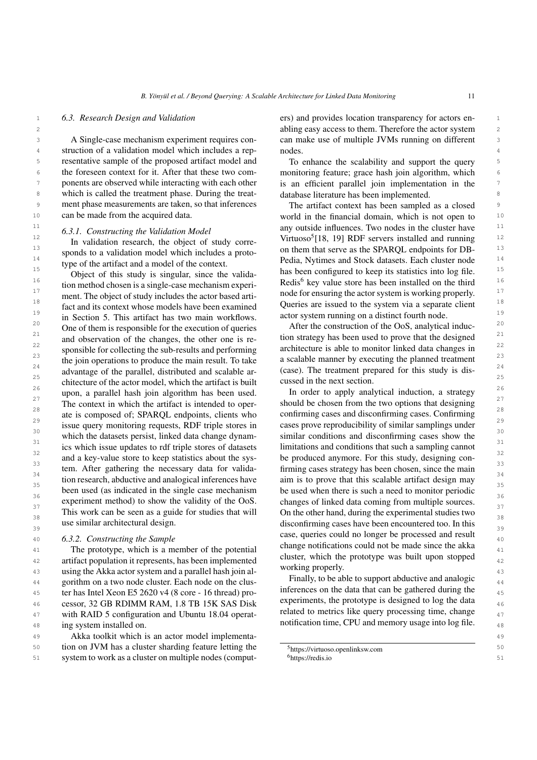### 6.3. Research Design and Validation

A Single-case mechanism experiment requires construction of a validation model which includes a representative sample of the proposed artifact model and the foreseen context for it. After that these two components are observed while interacting with each other which is called the treatment phase. During the treatment phase measurements are taken, so that inferences can be made from the acquired data.

#### 6.3.1. Constructing the Validation Model

In validation research, the object of study corresponds to a validation model which includes a prototype of the artifact and a model of the context.

Object of this study is singular, since the validation method chosen is a single-case mechanism experiment. The object of study includes the actor based artifact and its context whose models have been examined in Section 5. This artifact has two main workflows. One of them is responsible for the execution of queries and observation of the changes, the other one is responsible for collecting the sub-results and performing the join operations to produce the main result. To take advantage of the parallel, distributed and scalable architecture of the actor model, which the artifact is built upon, a parallel hash join algorithm has been used. The context in which the artifact is intended to operate is composed of; SPARQL endpoints, clients who issue query monitoring requests, RDF triple stores in which the datasets persist, linked data change dynamics which issue updates to rdf triple stores of datasets and a key-value store to keep statistics about the system. After gathering the necessary data for validation research, abductive and analogical inferences have been used (as indicated in the single case mechanism experiment method) to show the validity of the OoS. This work can be seen as a guide for studies that will use similar architectural design.

#### 6.3.2. Constructing the Sample

The prototype, which is a member of the potential artifact population it represents, has been implemented using the Akka actor system and a parallel hash join algorithm on a two node cluster. Each node on the cluster has Intel Xeon E5 2620 v4 (8 core - 16 thread) processor, 32 GB RDIMM RAM, 1.8 TB 15K SAS Disk with RAID 5 configuration and Ubuntu 18.04 operating system installed on.

Akka toolkit which is an actor model implementation on JVM has a cluster sharding feature letting the system to work as a cluster on multiple nodes (computers) and provides location transparency for actors enabling easy access to them. Therefore the actor system can make use of multiple JVMs running on different nodes.

To enhance the scalability and support the query monitoring feature; grace hash join algorithm, which is an efficient parallel join implementation in the database literature has been implemented.

The artifact context has been sampled as a closed world in the financial domain, which is not open to any outside influences. Two nodes in the cluster have Virtuoso[5][18, 19] RDF servers installed and running on them that serve as the SPARQL endpoints for DBPedia, Nytimes and Stock datasets. Each cluster node has been configured to keep its statistics into log file. Redis[6] key value store has been installed on the third node for ensuring the actor system is working properly. Queries are issued to the system via a separate client actor system running on a distinct fourth node.

After the construction of the OoS, analytical induction strategy has been used to prove that the designed architecture is able to monitor linked data changes in a scalable manner by executing the planned treatment (case). The treatment prepared for this study is discussed in the next section.

In order to apply analytical induction, a strategy should be chosen from the two options that designing confirming cases and disconfirming cases. Confirming cases prove reproducibility of similar samplings under similar conditions and disconfirming cases show the limitations and conditions that such a sampling cannot be produced anymore. For this study, designing confirming cases strategy has been chosen, since the main aim is to prove that this scalable artifact design may be used when there is such a need to monitor periodic changes of linked data coming from multiple sources. On the other hand, during the experimental studies two disconfirming cases have been encountered too. In this case, queries could no longer be processed and result change notifications could not be made since the akka cluster, which the prototype was built upon stopped working properly.

Finally, to be able to support abductive and analogic inferences on the data that can be gathered during the experiments, the prototype is designed to log the data related to metrics like query processing time, change notification time, CPU and memory usage into log file.

[5] https://virtuoso.openlinksw.com

[6] https://redis.io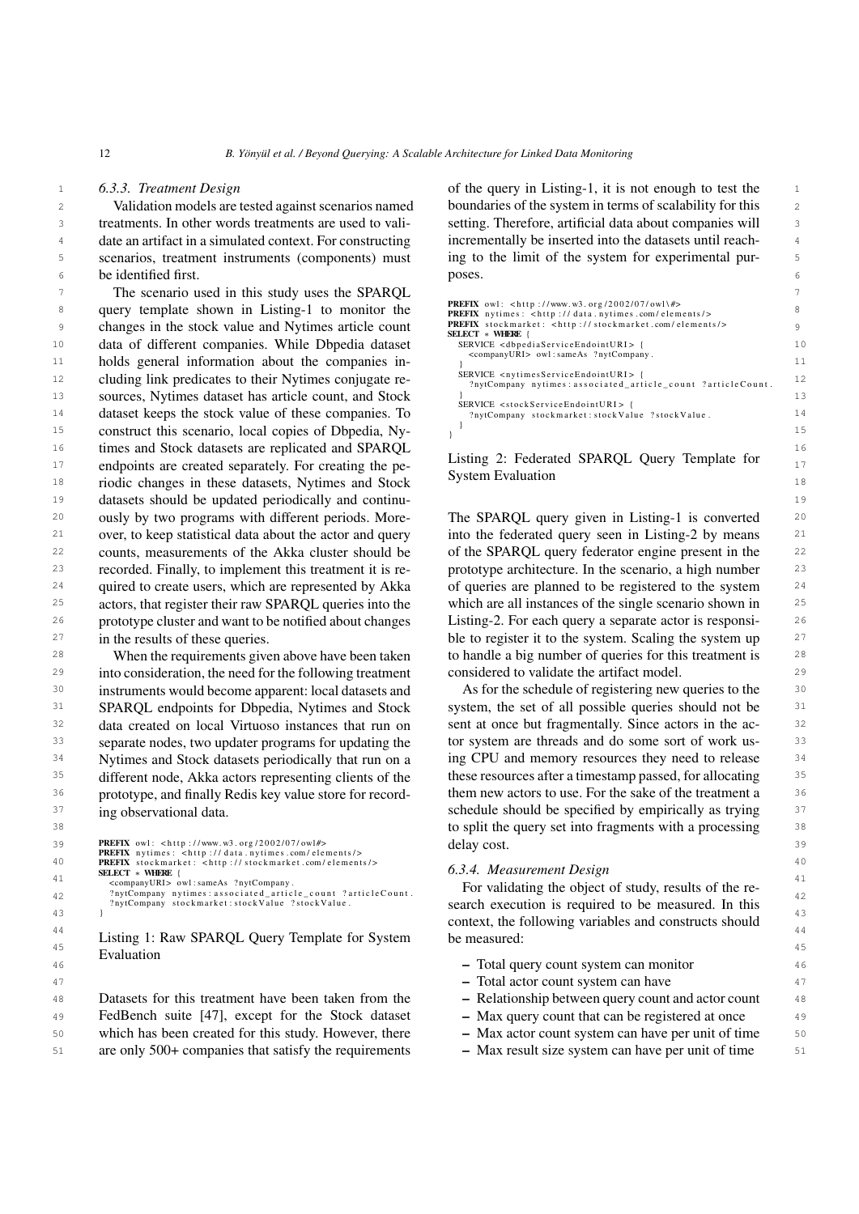#### 6.3.3. Treatment Design

Validation models are tested against scenarios named treatments. In other words treatments are used to validate an artifact in a simulated context. For constructing scenarios, treatment instruments (components) must be identified first.

The scenario used in this study uses the SPARQL query template shown in Listing-1 to monitor the changes in the stock value and Nytimes article count data of different companies. While Dbpedia dataset holds general information about the companies including link predicates to their Nytimes conjugate resources, Nytimes dataset has article count, and Stock dataset keeps the stock value of these companies. To construct this scenario, local copies of Dbpedia, Nytimes and Stock datasets are replicated and SPARQL endpoints are created separately. For creating the periodic changes in these datasets, Nytimes and Stock datasets should be updated periodically and continuously by two programs with different periods. Moreover, to keep statistical data about the actor and query counts, measurements of the Akka cluster should be recorded. Finally, to implement this treatment it is required to create users, which are represented by Akka actors, that register their raw SPARQL queries into the prototype cluster and want to be notified about changes in the results of these queries.

When the requirements given above have been taken into consideration, the need for the following treatment instruments would become apparent: local datasets and SPARQL endpoints for Dbpedia, Nytimes and Stock data created on local Virtuoso instances that run on separate nodes, two updater programs for updating the Nytimes and Stock datasets periodically that run on a different node, Akka actors representing clients of the prototype, and finally Redis key value store for recording observational data.

```
PREFIX owl: <http://www.w3.org/2002/07/owl#>
PREFIX nytimes: <http://data.nytimes.com/elements/>
PREFIX stockmarket: <http://stockmarket.com/elements/>
SELECT * WHERE {
  <companyURI> owl:sameAs ?nytCompany.
  ?nytCompany nytimes:associated_article_count ?articleCount.
  ?nytCompany stockmarket:stockValue ?stockValue.
}
```

Listing 1: Raw SPARQL Query Template for System Evaluation

Datasets for this treatment have been taken from the FedBench suite [47], except for the Stock dataset which has been created for this study. However, there are only 500+ companies that satisfy the requirements of the query in Listing-1, it is not enough to test the boundaries of the system in terms of scalability for this setting. Therefore, artificial data about companies will incrementally be inserted into the datasets until reaching to the limit of the system for experimental purposes.

```
PREFIX owl: <http://www.w3.org/2002/07/owl\#>
PREFIX nytimes: <http://data.nytimes.com/elements/>
PREFIX stockmarket: <http://stockmarket.com/elements/>
SELECT * WHERE {
  SERVICE <dbpediaServiceEndointURI> {
    <companyURI> owl:sameAs ?nytCompany.
  }
  SERVICE <nytimesServiceEndointURI> {
    ?nytCompany nytimes:associated_article_count ?articleCount.
  }
  SERVICE <stockServiceEndointURI> {
    ?nytCompany stockmarket:stockValue ?stockValue.
  }
}
```

Listing 2: Federated SPARQL Query Template for System Evaluation

The SPARQL query given in Listing-1 is converted into the federated query seen in Listing-2 by means of the SPARQL query federator engine present in the prototype architecture. In the scenario, a high number of queries are planned to be registered to the system which are all instances of the single scenario shown in Listing-2. For each query a separate actor is responsible to register it to the system. Scaling the system up to handle a big number of queries for this treatment is considered to validate the artifact model.

As for the schedule of registering new queries to the system, the set of all possible queries should not be sent at once but fragmentally. Since actors in the actor system are threads and do some sort of work using CPU and memory resources they need to release these resources after a timestamp passed, for allocating them new actors to use. For the sake of the treatment a schedule should be specified by empirically as trying to split the query set into fragments with a processing delay cost.

#### 6.3.4. Measurement Design

For validating the object of study, results of the research execution is required to be measured. In this context, the following variables and constructs should be measured:

- Total query count system can monitor
- Total actor count system can have
- Relationship between query count and actor count
- Max query count that can be registered at once
- Max actor count system can have per unit of time
- Max result size system can have per unit of time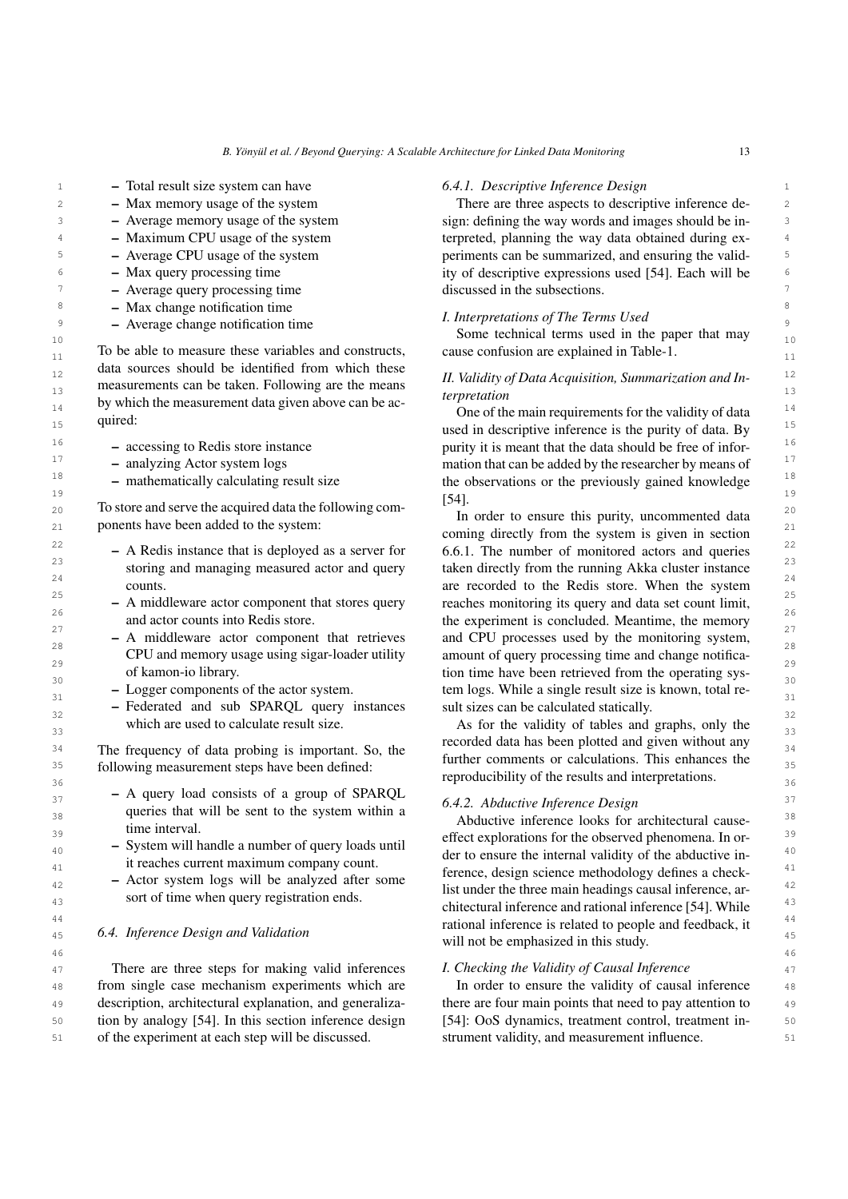- Total result size system can have
- Max memory usage of the system
- Average memory usage of the system
- Maximum CPU usage of the system
- Average CPU usage of the system
- Max query processing time
- Average query processing time
- Max change notification time
- Average change notification time

To be able to measure these variables and constructs, data sources should be identified from which these measurements can be taken. Following are the means by which the measurement data given above can be acquired:

- accessing to Redis store instance
- analyzing Actor system logs
- mathematically calculating result size

To store and serve the acquired data the following components have been added to the system:

- A Redis instance that is deployed as a server for storing and managing measured actor and query counts.
- A middleware actor component that stores query and actor counts into Redis store.
- A middleware actor component that retrieves CPU and memory usage using sigar-loader utility of kamon-io library.
- Logger components of the actor system.
- Federated and sub SPARQL query instances which are used to calculate result size.

The frequency of data probing is important. So, the following measurement steps have been defined:

- A query load consists of a group of SPARQL queries that will be sent to the system within a time interval.
- System will handle a number of query loads until it reaches current maximum company count.
- Actor system logs will be analyzed after some sort of time when query registration ends.

### 6.4. Inference Design and Validation

There are three steps for making valid inferences from single case mechanism experiments which are description, architectural explanation, and generalization by analogy [54]. In this section inference design of the experiment at each step will be discussed.

#### 6.4.1. Descriptive Inference Design

There are three aspects to descriptive inference design: defining the way words and images should be interpreted, planning the way data obtained during experiments can be summarized, and ensuring the validity of descriptive expressions used [54]. Each will be discussed in the subsections.

*I. Interpretations of The Terms Used*

Some technical terms used in the paper that may cause confusion are explained in Table-1.

*II. Validity of Data Acquisition, Summarization and Interpretation*

One of the main requirements for the validity of data used in descriptive inference is the purity of data. By purity it is meant that the data should be free of information that can be added by the researcher by means of the observations or the previously gained knowledge [54].

In order to ensure this purity, uncommented data coming directly from the system is given in section 6.6.1. The number of monitored actors and queries taken directly from the running Akka cluster instance are recorded to the Redis store. When the system reaches monitoring its query and data set count limit, the experiment is concluded. Meantime, the memory and CPU processes used by the monitoring system, amount of query processing time and change notification time have been retrieved from the operating system logs. While a single result size is known, total result sizes can be calculated statically.

As for the validity of tables and graphs, only the recorded data has been plotted and given without any further comments or calculations. This enhances the reproducibility of the results and interpretations.

#### 6.4.2. Abductive Inference Design

Abductive inference looks for architectural cause-effect explorations for the observed phenomena. In order to ensure the internal validity of the abductive inference, design science methodology defines a checklist under the three main headings causal inference, architectural inference and rational inference [54]. While rational inference is related to people and feedback, it will not be emphasized in this study.

*I. Checking the Validity of Causal Inference*

In order to ensure the validity of causal inference there are four main points that need to pay attention to [54]: OoS dynamics, treatment control, treatment instrument validity, and measurement influence.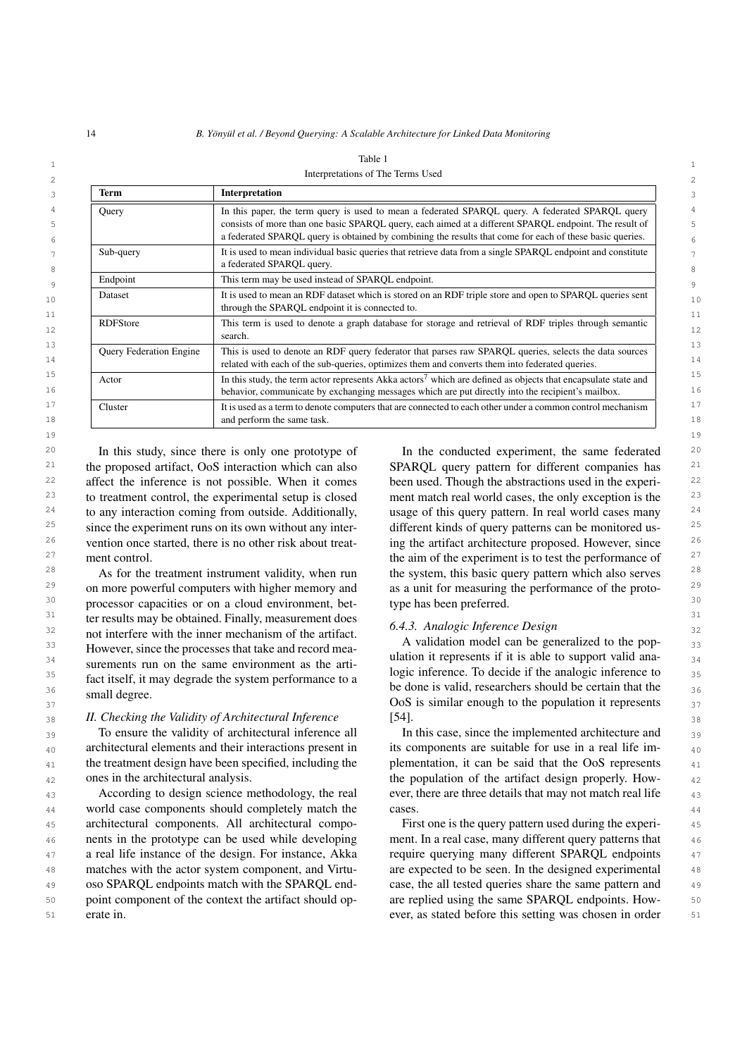Table 1

Interpretations of The Terms Used

| Term | Interpretation |
|---|---|
| Query | In this paper, the term query is used to mean a federated SPARQL query. A federated SPARQL query consists of more than one basic SPARQL query, each aimed at a different SPARQL endpoint. The result of a federated SPARQL query is obtained by combining the results that come for each of these basic queries. |
| Sub-query | It is used to mean individual basic queries that retrieve data from a single SPARQL endpoint and constitute a federated SPARQL query. |
| Endpoint | This term may be used instead of SPARQL endpoint. |
| Dataset | It is used to mean an RDF dataset which is stored on an RDF triple store and open to SPARQL queries sent through the SPARQL endpoint it is connected to. |
| RDFStore | This term is used to denote a graph database for storage and retrieval of RDF triples through semantic search. |
| Query Federation Engine | This is used to denote an RDF query federator that parses raw SPARQL queries, selects the data sources related with each of the sub-queries, optimizes them and converts them into federated queries. |
| Actor | In this study, the term actor represents Akka actors[7] which are defined as objects that encapsulate state and behavior, communicate by exchanging messages which are put directly into the recipient's mailbox. |
| Cluster | It is used as a term to denote computers that are connected to each other under a common control mechanism and perform the same task. |

In this study, since there is only one prototype of the proposed artifact, OoS interaction which can also affect the inference is not possible. When it comes to treatment control, the experimental setup is closed to any interaction coming from outside. Additionally, since the experiment runs on its own without any intervention once started, there is no other risk about treatment control.

As for the treatment instrument validity, when run on more powerful computers with higher memory and processor capacities or on a cloud environment, better results may be obtained. Finally, measurement does not interfere with the inner mechanism of the artifact. However, since the processes that take and record measurements run on the same environment as the artifact itself, it may degrade the system performance to a small degree.

*II. Checking the Validity of Architectural Inference*

To ensure the validity of architectural inference all architectural elements and their interactions present in the treatment design have been specified, including the ones in the architectural analysis.

According to design science methodology, the real world case components should completely match the architectural components. All architectural components in the prototype can be used while developing a real life instance of the design. For instance, Akka matches with the actor system component, and Virtuoso SPARQL endpoints match with the SPARQL endpoint component of the context the artifact should operate in.

In the conducted experiment, the same federated SPARQL query pattern for different companies has been used. Though the abstractions used in the experiment match real world cases, the only exception is the usage of this query pattern. In real world cases many different kinds of query patterns can be monitored using the artifact architecture proposed. However, since the aim of the experiment is to test the performance of the system, this basic query pattern which also serves as a unit for measuring the performance of the prototype has been preferred.

### 6.4.3. Analogic Inference Design

A validation model can be generalized to the population it represents if it is able to support valid analogic inference. To decide if the analogic inference to be done is valid, researchers should be certain that the OoS is similar enough to the population it represents [54].

In this case, since the implemented architecture and its components are suitable for use in a real life implementation, it can be said that the OoS represents the population of the artifact design properly. However, there are three details that may not match real life cases.

First one is the query pattern used during the experiment. In a real case, many different query patterns that require querying many different SPARQL endpoints are expected to be seen. In the designed experimental case, the all tested queries share the same pattern and are replied using the same SPARQL endpoints. However, as stated before this setting was chosen in order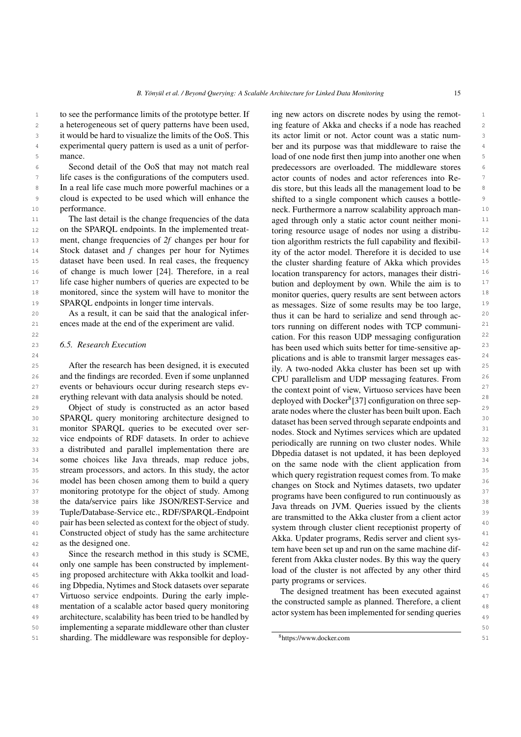to see the performance limits of the prototype better. If a heterogeneous set of query patterns have been used, it would be hard to visualize the limits of the OoS. This experimental query pattern is used as a unit of performance.

Second detail of the OoS that may not match real life cases is the configurations of the computers used. In a real life case much more powerful machines or a cloud is expected to be used which will enhance the performance.

The last detail is the change frequencies of the data on the SPARQL endpoints. In the implemented treatment, change frequencies of *2f* changes per hour for Stock dataset and *f* changes per hour for Nytimes dataset have been used. In real cases, the frequency of change is much lower [24]. Therefore, in a real life case higher numbers of queries are expected to be monitored, since the system will have to monitor the SPARQL endpoints in longer time intervals.

As a result, it can be said that the analogical inferences made at the end of the experiment are valid.

### 6.5. Research Execution

After the research has been designed, it is executed and the findings are recorded. Even if some unplanned events or behaviours occur during research steps everything relevant with data analysis should be noted.

Object of study is constructed as an actor based SPARQL query monitoring architecture designed to monitor SPARQL queries to be executed over service endpoints of RDF datasets. In order to achieve a distributed and parallel implementation there are some choices like Java threads, map reduce jobs, stream processors, and actors. In this study, the actor model has been chosen among them to build a query monitoring prototype for the object of study. Among the data/service pairs like JSON/REST-Service and Tuple/Database-Service etc., RDF/SPARQL-Endpoint pair has been selected as context for the object of study. Constructed object of study has the same architecture as the designed one.

Since the research method in this study is SCME, only one sample has been constructed by implementing proposed architecture with Akka toolkit and loading Dbpedia, Nytimes and Stock datasets over separate Virtuoso service endpoints. During the early implementation of a scalable actor based query monitoring architecture, scalability has been tried to be handled by implementing a separate middleware other than cluster sharding. The middleware was responsible for deploying new actors on discrete nodes by using the remoting feature of Akka and checks if a node has reached its actor limit or not. Actor count was a static number and its purpose was that middleware to raise the load of one node first then jump into another one when predecessors are overloaded. The middleware stores actor counts of nodes and actor references into Redis store, but this leads all the management load to be shifted to a single component which causes a bottleneck. Furthermore a narrow scalability approach managed through only a static actor count neither monitoring resource usage of nodes nor using a distribution algorithm restricts the full capability and flexibility of the actor model. Therefore it is decided to use the cluster sharding feature of Akka which provides location transparency for actors, manages their distribution and deployment by own. While the aim is to monitor queries, query results are sent between actors as messages. Size of some results may be too large, thus it can be hard to serialize and send through actors running on different nodes with TCP communication. For this reason UDP messaging configuration has been used which suits better for time-sensitive applications and is able to transmit larger messages easily. A two-noded Akka cluster has been set up with CPU parallelism and UDP messaging features. From the context point of view, Virtuoso services have been deployed with Docker[8] [37] configuration on three separate nodes where the cluster has been built upon. Each dataset has been served through separate endpoints and nodes. Stock and Nytimes services which are updated periodically are running on two cluster nodes. While Dbpedia dataset is not updated, it has been deployed on the same node with the client application from which query registration request comes from. To make changes on Stock and Nytimes datasets, two updater programs have been configured to run continuously as Java threads on JVM. Queries issued by the clients are transmitted to the Akka cluster from a client actor system through cluster client receptionist property of Akka. Updater programs, Redis server and client system have been set up and run on the same machine different from Akka cluster nodes. By this way the query load of the cluster is not affected by any other third party programs or services.

The designed treatment has been executed against the constructed sample as planned. Therefore, a client actor system has been implemented for sending queries

[8] https://www.docker.com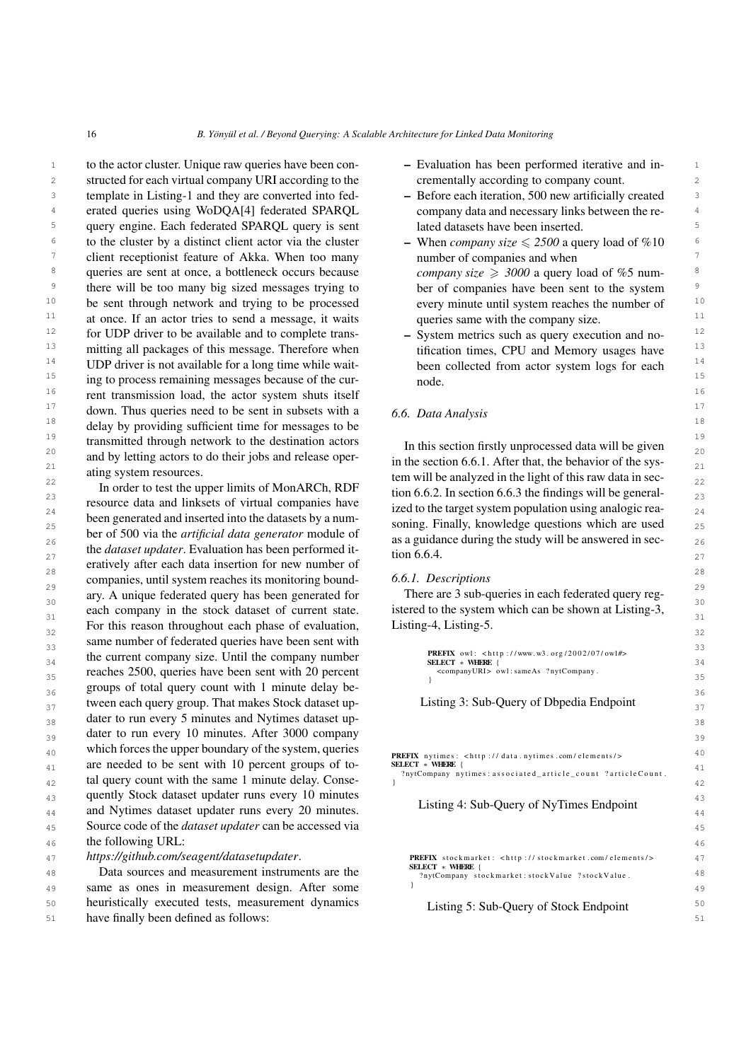to the actor cluster. Unique raw queries have been constructed for each virtual company URI according to the template in Listing-1 and they are converted into federated queries using WoDQA[4] federated SPARQL query engine. Each federated SPARQL query is sent to the cluster by a distinct client actor via the cluster client receptionist feature of Akka. When too many queries are sent at once, a bottleneck occurs because there will be too many big sized messages trying to be sent through network and trying to be processed at once. If an actor tries to send a message, it waits for UDP driver to be available and to complete transmitting all packages of this message. Therefore when UDP driver is not available for a long time while waiting to process remaining messages because of the current transmission load, the actor system shuts itself down. Thus queries need to be sent in subsets with a delay by providing sufficient time for messages to be transmitted through network to the destination actors and by letting actors to do their jobs and release operating system resources.

In order to test the upper limits of MonARCh, RDF resource data and linksets of virtual companies have been generated and inserted into the datasets by a number of 500 via the *artificial data generator* module of the *dataset updater*. Evaluation has been performed iteratively after each data insertion for new number of companies, until system reaches its monitoring boundary. A unique federated query has been generated for each company in the stock dataset of current state. For this reason throughout each phase of evaluation, same number of federated queries have been sent with the current company size. Until the company number reaches 2500, queries have been sent with 20 percent groups of total query count with 1 minute delay between each query group. That makes Stock dataset updater to run every 5 minutes and Nytimes dataset updater to run every 10 minutes. After 3000 company which forces the upper boundary of the system, queries are needed to be sent with 10 percent groups of total query count with the same 1 minute delay. Consequently Stock dataset updater runs every 10 minutes and Nytimes dataset updater runs every 20 minutes. Source code of the *dataset updater* can be accessed via the following URL:
*https://github.com/seagent/datasetupdater*.

Data sources and measurement instruments are the same as ones in measurement design. After some heuristically executed tests, measurement dynamics have finally been defined as follows:

- Evaluation has been performed iterative and incrementally according to company count.
- Before each iteration, 500 new artificially created company data and necessary links between the related datasets have been inserted.
- When *company size* $\leqslant$ *2500* a query load of %10 number of companies and when *company size* $\geqslant$ *3000* a query load of %5 number of companies have been sent to the system every minute until system reaches the number of queries same with the company size.
- System metrics such as query execution and notification times, CPU and Memory usages have been collected from actor system logs for each node.

### 6.6. Data Analysis

In this section firstly unprocessed data will be given in the section 6.6.1. After that, the behavior of the system will be analyzed in the light of this raw data in section 6.6.2. In section 6.6.3 the findings will be generalized to the target system population using analogic reasoning. Finally, knowledge questions which are used as a guidance during the study will be answered in section 6.6.4.

#### 6.6.1. Descriptions

There are 3 sub-queries in each federated query registered to the system which can be shown at Listing-3, Listing-4, Listing-5.

```
PREFIX owl: <http://www.w3.org/2002/07/owl#>
SELECT * WHERE {
  <companyURI> owl:sameAs ?nytCompany .
}
```

Listing 3: Sub-Query of Dbpedia Endpoint

```
PREFIX nytimes: <http://data.nytimes.com/elements/>
SELECT * WHERE {
  ?nytCompany nytimes:associated_article_count ?articleCount .
}
```

Listing 4: Sub-Query of NyTimes Endpoint

```
PREFIX stockmarket: <http://stockmarket.com/elements/>
SELECT * WHERE {
  ?nytCompany stockmarket:stockValue ?stockValue .
}
```

Listing 5: Sub-Query of Stock Endpoint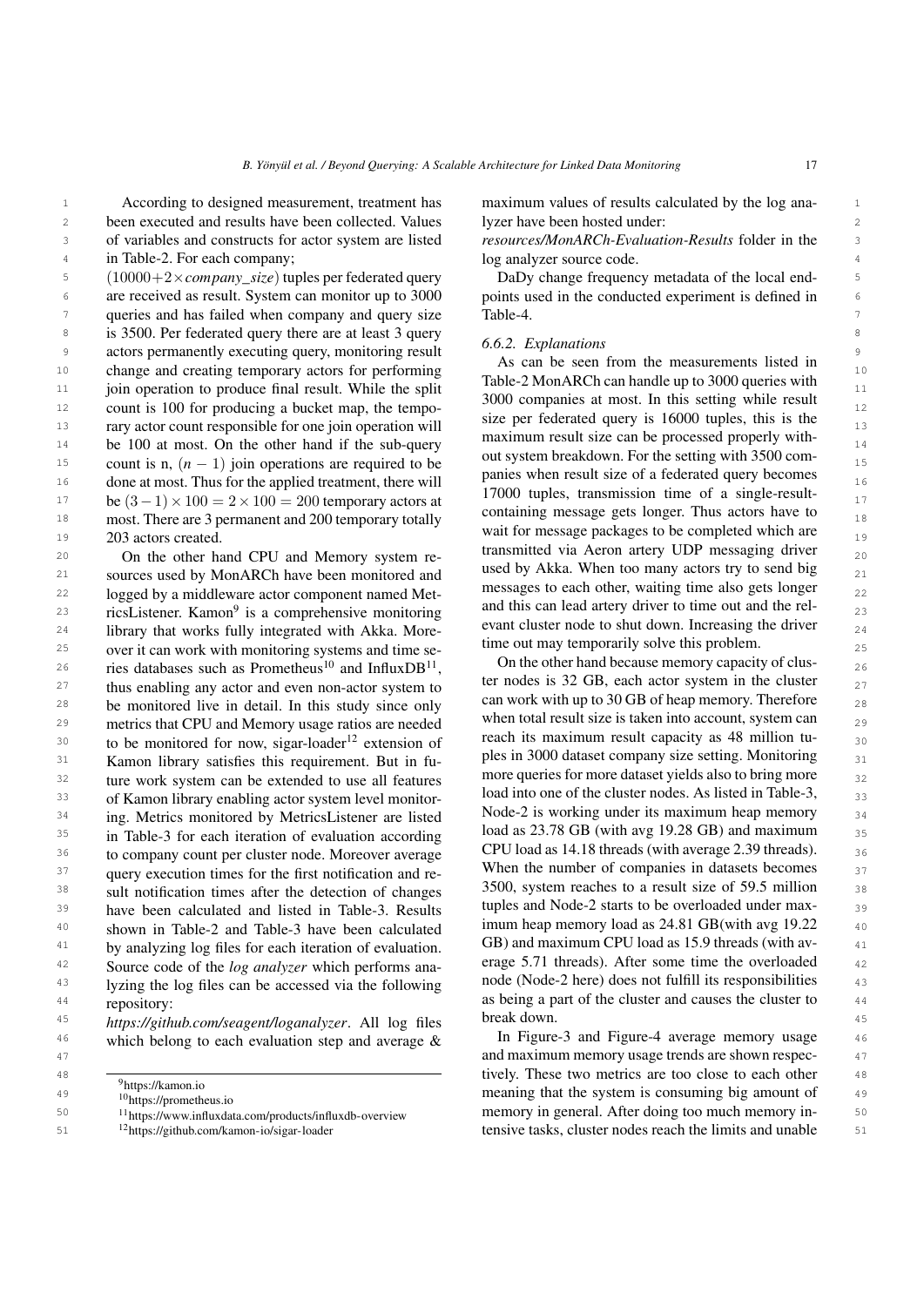According to designed measurement, treatment has been executed and results have been collected. Values of variables and constructs for actor system are listed in Table-2. For each company; $(10000+2\times company\_size)$ tuples per federated query are received as result. System can monitor up to 3000 queries and has failed when company and query size is 3500. Per federated query there are at least 3 query actors permanently executing query, monitoring result change and creating temporary actors for performing join operation to produce final result. While the split count is 100 for producing a bucket map, the temporary actor count responsible for one join operation will be 100 at most. On the other hand if the sub-query count is n, $(n-1)$ join operations are required to be done at most. Thus for the applied treatment, there will be $(3-1)\times 100 = 2\times 100 = 200$ temporary actors at most. There are 3 permanent and 200 temporary totally 203 actors created.

On the other hand CPU and Memory system resources used by MonARCh have been monitored and logged by a middleware actor component named MetricsListener. Kamon[9] is a comprehensive monitoring library that works fully integrated with Akka. Moreover it can work with monitoring systems and time series databases such as Prometheus[10] and InfluxDB[11], thus enabling any actor and even non-actor system to be monitored live in detail. In this study since only metrics that CPU and Memory usage ratios are needed to be monitored for now, sigar-loader[12] extension of Kamon library satisfies this requirement. But in future work system can be extended to use all features of Kamon library enabling actor system level monitoring. Metrics monitored by MetricsListener are listed in Table-3 for each iteration of evaluation according to company count per cluster node. Moreover average query execution times for the first notification and result notification times after the detection of changes have been calculated and listed in Table-3. Results shown in Table-2 and Table-3 have been calculated by analyzing log files for each iteration of evaluation. Source code of the *log analyzer* which performs analyzing the log files can be accessed via the following repository:
*https://github.com/seagent/loganalyzer*. All log files which belong to each evaluation step and average & maximum values of results calculated by the log analyzer have been hosted under:
*resources/MonARCh-Evaluation-Results* folder in the log analyzer source code.

DaDy change frequency metadata of the local endpoints used in the conducted experiment is defined in Table-4.

### 6.6.2. Explanations

As can be seen from the measurements listed in Table-2 MonARCh can handle up to 3000 queries with 3000 companies at most. In this setting while result size per federated query is 16000 tuples, this is the maximum result size can be processed properly without system breakdown. For the setting with 3500 companies when result size of a federated query becomes 17000 tuples, transmission time of a single-result-containing message gets longer. Thus actors have to wait for message packages to be completed which are transmitted via Aeron artery UDP messaging driver used by Akka. When too many actors try to send big messages to each other, waiting time also gets longer and this can lead artery driver to time out and the relevant cluster node to shut down. Increasing the driver time out may temporarily solve this problem.

On the other hand because memory capacity of cluster nodes is 32 GB, each actor system in the cluster can work with up to 30 GB of heap memory. Therefore when total result size is taken into account, system can reach its maximum result capacity as 48 million tuples in 3000 dataset company size setting. Monitoring more queries for more dataset yields also to bring more load into one of the cluster nodes. As listed in Table-3, Node-2 is working under its maximum heap memory load as 23.78 GB (with avg 19.28 GB) and maximum CPU load as 14.18 threads (with average 2.39 threads). When the number of companies in datasets becomes 3500, system reaches to a result size of 59.5 million tuples and Node-2 starts to be overloaded under maximum heap memory load as 24.81 GB(with avg 19.22 GB) and maximum CPU load as 15.9 threads (with average 5.71 threads). After some time the overloaded node (Node-2 here) does not fulfill its responsibilities as being a part of the cluster and causes the cluster to break down.

In Figure-3 and Figure-4 average memory usage and maximum memory usage trends are shown respectively. These two metrics are too close to each other meaning that the system is consuming big amount of memory in general. After doing too much memory intensive tasks, cluster nodes reach the limits and unable

[9] https://kamon.io
[10] https://prometheus.io
[11] https://www.influxdata.com/products/influxdb-overview
[12] https://github.com/kamon-io/sigar-loader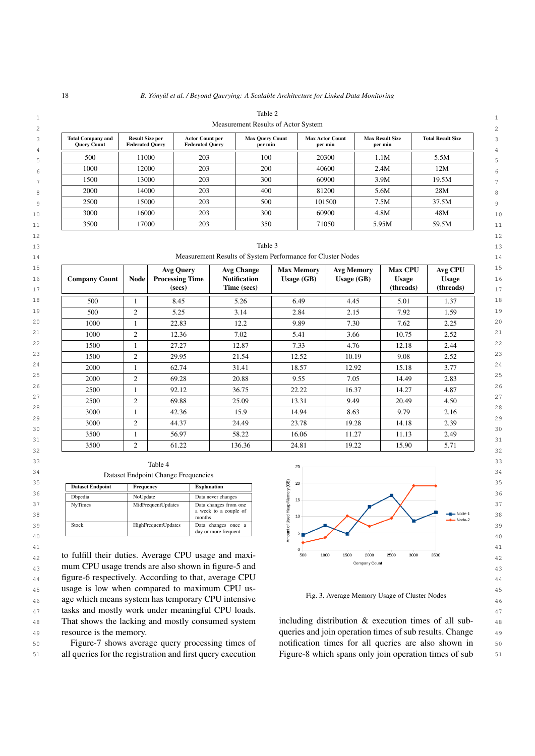Table 2

Measurement Results of Actor System

| Total Company and Query Count | Result Size per Federated Query | Actor Count per Federated Query | Max Query Count per min | Max Actor Count per min | Max Result Size per min | Total Result Size |
|---|---|---|---|---|---|---|
| 500 | 11000 | 203 | 100 | 20300 | 1.1M | 5.5M |
| 1000 | 12000 | 203 | 200 | 40600 | 2.4M | 12M |
| 1500 | 13000 | 203 | 300 | 60900 | 3.9M | 19.5M |
| 2000 | 14000 | 203 | 400 | 81200 | 5.6M | 28M |
| 2500 | 15000 | 203 | 500 | 101500 | 7.5M | 37.5M |
| 3000 | 16000 | 203 | 300 | 60900 | 4.8M | 48M |
| 3500 | 17000 | 203 | 350 | 71050 | 5.95M | 59.5M |

Table 3

Measurement Results of System Performance for Cluster Nodes

| Company Count | Node | Avg Query Processing Time (secs) | Avg Change Notification Time (secs) | Max Memory Usage (GB) | Avg Memory Usage (GB) | Max CPU Usage (threads) | Avg CPU Usage (threads) |
|---|---|---|---|---|---|---|---|
| 500 | 1 | 8.45 | 5.26 | 6.49 | 4.45 | 5.01 | 1.37 |
| 500 | 2 | 5.25 | 3.14 | 2.84 | 2.15 | 7.92 | 1.59 |
| 1000 | 1 | 22.83 | 12.2 | 9.89 | 7.30 | 7.62 | 2.25 |
| 1000 | 2 | 12.36 | 7.02 | 5.41 | 3.66 | 10.75 | 2.52 |
| 1500 | 1 | 27.27 | 12.87 | 7.33 | 4.76 | 12.18 | 2.44 |
| 1500 | 2 | 29.95 | 21.54 | 12.52 | 10.19 | 9.08 | 2.52 |
| 2000 | 1 | 62.74 | 31.41 | 18.57 | 12.92 | 15.18 | 3.77 |
| 2000 | 2 | 69.28 | 20.88 | 9.55 | 7.05 | 14.49 | 2.83 |
| 2500 | 1 | 92.12 | 36.75 | 22.22 | 16.37 | 14.27 | 4.87 |
| 2500 | 2 | 69.88 | 25.09 | 13.31 | 9.49 | 20.49 | 4.50 |
| 3000 | 1 | 42.36 | 15.9 | 14.94 | 8.63 | 9.79 | 2.16 |
| 3000 | 2 | 44.37 | 24.49 | 23.78 | 19.28 | 14.18 | 2.39 |
| 3500 | 1 | 56.97 | 58.22 | 16.06 | 11.27 | 11.13 | 2.49 |
| 3500 | 2 | 61.22 | 136.36 | 24.81 | 19.22 | 15.90 | 5.71 |

Table 4

Dataset Endpoint Change Frequencies

| Dataset Endpoint | Frequency | Explanation |
|---|---|---|
| Dbpedia | NoUpdate | Data never changes |
| NyTimes | MidFrequentUpdates | Data changes from one a week to a couple of months |
| Stock | HighFrequentUpdates | Data changes once a day or more frequent |

to fulfill their duties. Average CPU usage and maximum CPU usage trends are also shown in figure-5 and figure-6 respectively. According to that, average CPU usage is low when compared to maximum CPU usage which means system has temporary CPU intensive tasks and mostly work under meaningful CPU loads. That shows the lacking and mostly consumed system resource is the memory.

Figure-7 shows average query processing times of all queries for the registration and first query execution including distribution & execution times of all subqueries and join operation times of sub results. Change notification times for all queries are also shown in Figure-8 which spans only join operation times of sub

25
20
15
10
5
0
Amount of Used Heap Memory (GB)
500 1000 1500 2000 2500 3000 3500
Company Count
Node-1
Node-2

Fig. 3. Average Memory Usage of Cluster Nodes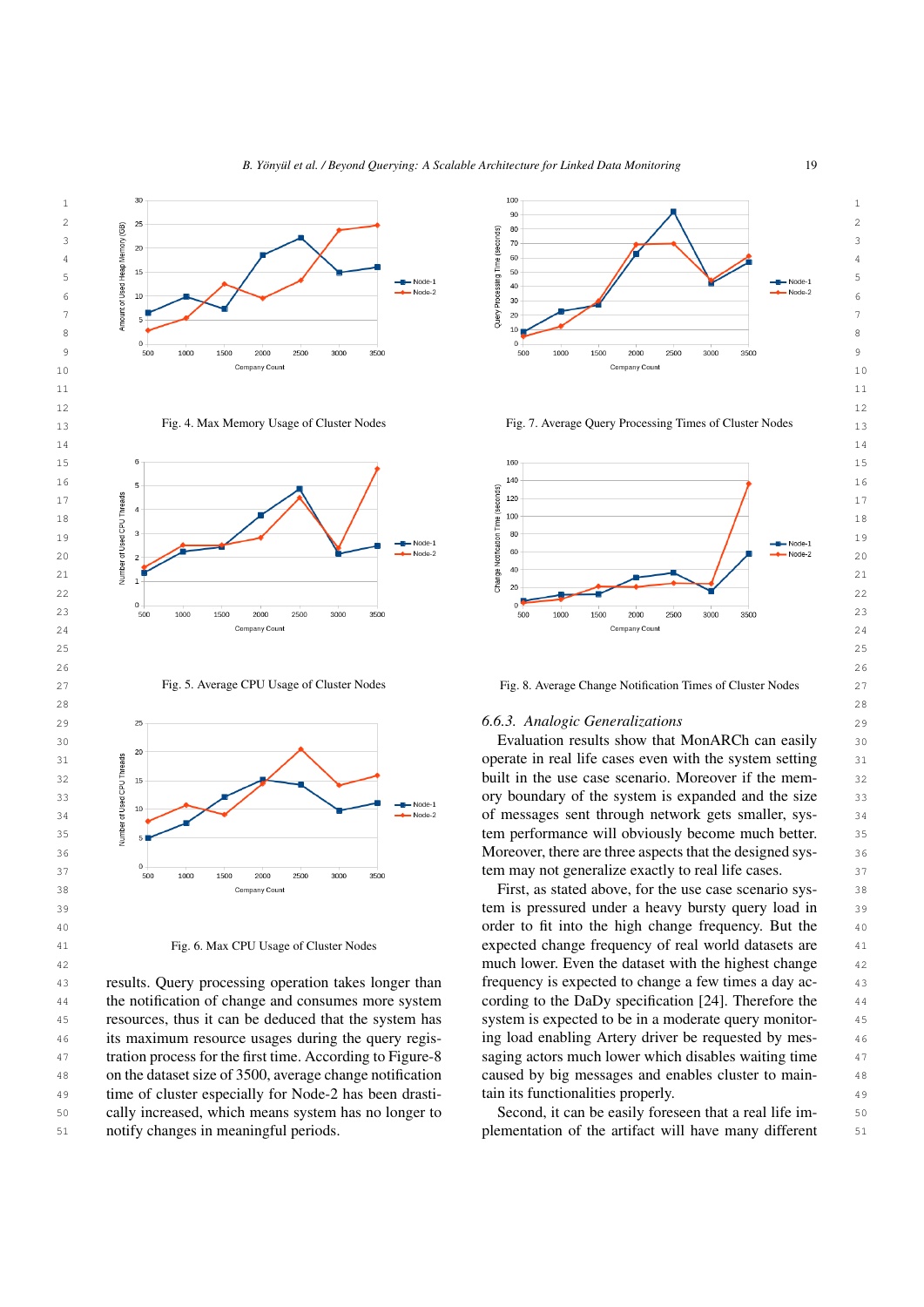30
25
20
15
10
5
0
Amount of Used Heap Memory (GB)
500 1000 1500 2000 2500 3000 3500
Company Count
Node-1
Node-2

Fig. 4. Max Memory Usage of Cluster Nodes

6
5
4
3
2
1
0
Number of Used CPU Threads
500 1000 1500 2000 2500 3000 3500
Company Count
Node-1
Node-2

Fig. 5. Average CPU Usage of Cluster Nodes

25
20
15
10
5
0
Number of Used CPU Threads
500 1000 1500 2000 2500 3000 3500
Company Count
Node-1
Node-2

Fig. 6. Max CPU Usage of Cluster Nodes

results. Query processing operation takes longer than the notification of change and consumes more system resources, thus it can be deduced that the system has its maximum resource usages during the query registration process for the first time. According to Figure-8 on the dataset size of 3500, average change notification time of cluster especially for Node-2 has been drastically increased, which means system has no longer to notify changes in meaningful periods.

100
90
80
70
60
50
40
30
20
10
0
Query Processing Time (seconds)
500 1000 1500 2000 2500 3000 3500
Company Count
Node-1
Node-2

Fig. 7. Average Query Processing Times of Cluster Nodes

160
140
120
100
80
60
40
20
0
Change Notification Time (seconds)
500 1000 1500 2000 2500 3000 3500
Company Count
Node-1
Node-2

Fig. 8. Average Change Notification Times of Cluster Nodes

#### *6.6.3. Analogic Generalizations*

Evaluation results show that MonARCh can easily operate in real life cases even with the system setting built in the use case scenario. Moreover if the memory boundary of the system is expanded and the size of messages sent through network gets smaller, system performance will obviously become much better. Moreover, there are three aspects that the designed system may not generalize exactly to real life cases.

First, as stated above, for the use case scenario system is pressured under a heavy bursty query load in order to fit into the high change frequency. But the expected change frequency of real world datasets are much lower. Even the dataset with the highest change frequency is expected to change a few times a day according to the DaDy specification [24]. Therefore the system is expected to be in a moderate query monitoring load enabling Artery driver be requested by messaging actors much lower which disables waiting time caused by big messages and enables cluster to maintain its functionalities properly.

Second, it can be easily foreseen that a real life implementation of the artifact will have many different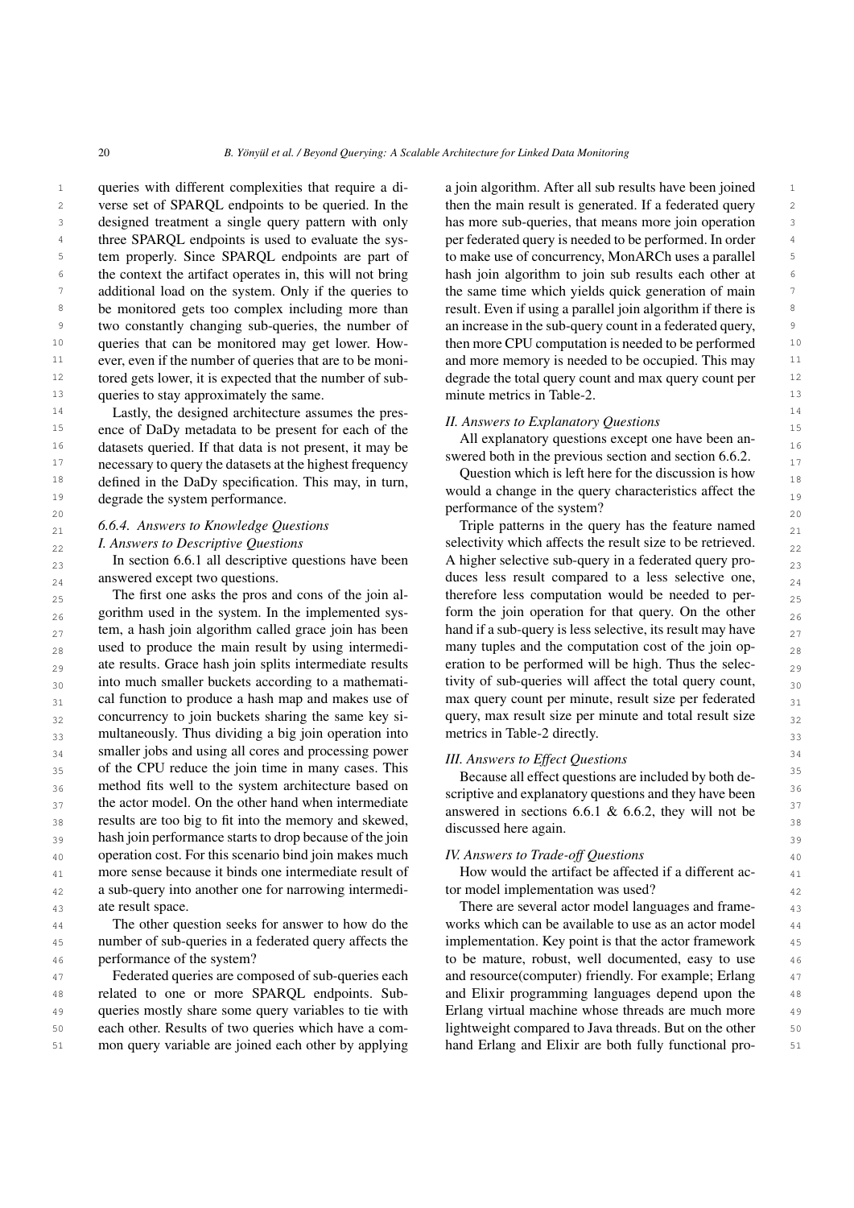queries with different complexities that require a diverse set of SPARQL endpoints to be queried. In the designed treatment a single query pattern with only three SPARQL endpoints is used to evaluate the system properly. Since SPARQL endpoints are part of the context the artifact operates in, this will not bring additional load on the system. Only if the queries to be monitored gets too complex including more than two constantly changing sub-queries, the number of queries that can be monitored may get lower. However, even if the number of queries that are to be monitored gets lower, it is expected that the number of sub-queries to stay approximately the same.

Lastly, the designed architecture assumes the presence of DaDy metadata to be present for each of the datasets queried. If that data is not present, it may be necessary to query the datasets at the highest frequency defined in the DaDy specification. This may, in turn, degrade the system performance.

### *6.6.4. Answers to Knowledge Questions*

*I. Answers to Descriptive Questions*

In section 6.6.1 all descriptive questions have been answered except two questions.

The first one asks the pros and cons of the join algorithm used in the system. In the implemented system, a hash join algorithm called grace join has been used to produce the main result by using intermediate results. Grace hash join splits intermediate results into much smaller buckets according to a mathematical function to produce a hash map and makes use of concurrency to join buckets sharing the same key simultaneously. Thus dividing a big join operation into smaller jobs and using all cores and processing power of the CPU reduce the join time in many cases. This method fits well to the system architecture based on the actor model. On the other hand when intermediate results are too big to fit into the memory and skewed, hash join performance starts to drop because of the join operation cost. For this scenario bind join makes much more sense because it binds one intermediate result of a sub-query into another one for narrowing intermediate result space.

The other question seeks for answer to how do the number of sub-queries in a federated query affects the performance of the system?

Federated queries are composed of sub-queries each related to one or more SPARQL endpoints. Sub-queries mostly share some query variables to tie with each other. Results of two queries which have a common query variable are joined each other by applying a join algorithm. After all sub results have been joined then the main result is generated. If a federated query has more sub-queries, that means more join operation per federated query is needed to be performed. In order to make use of concurrency, MonARCh uses a parallel hash join algorithm to join sub results each other at the same time which yields quick generation of main result. Even if using a parallel join algorithm if there is an increase in the sub-query count in a federated query, then more CPU computation is needed to be performed and more memory is needed to be occupied. This may degrade the total query count and max query count per minute metrics in Table-2.

*II. Answers to Explanatory Questions*

All explanatory questions except one have been answered both in the previous section and section 6.6.2.

Question which is left here for the discussion is how would a change in the query characteristics affect the performance of the system?

Triple patterns in the query has the feature named selectivity which affects the result size to be retrieved. A higher selective sub-query in a federated query produces less result compared to a less selective one, therefore less computation would be needed to perform the join operation for that query. On the other hand if a sub-query is less selective, its result may have many tuples and the computation cost of the join operation to be performed will be high. Thus the selectivity of sub-queries will affect the total query count, max query count per minute, result size per federated query, max result size per minute and total result size metrics in Table-2 directly.

*III. Answers to Effect Questions*

Because all effect questions are included by both descriptive and explanatory questions and they have been answered in sections 6.6.1 & 6.6.2, they will not be discussed here again.

*IV. Answers to Trade-off Questions*

How would the artifact be affected if a different actor model implementation was used?

There are several actor model languages and frameworks which can be available to use as an actor model implementation. Key point is that the actor framework to be mature, robust, well documented, easy to use and resource(computer) friendly. For example; Erlang and Elixir programming languages depend upon the Erlang virtual machine whose threads are much more lightweight compared to Java threads. But on the other hand Erlang and Elixir are both fully functional pro-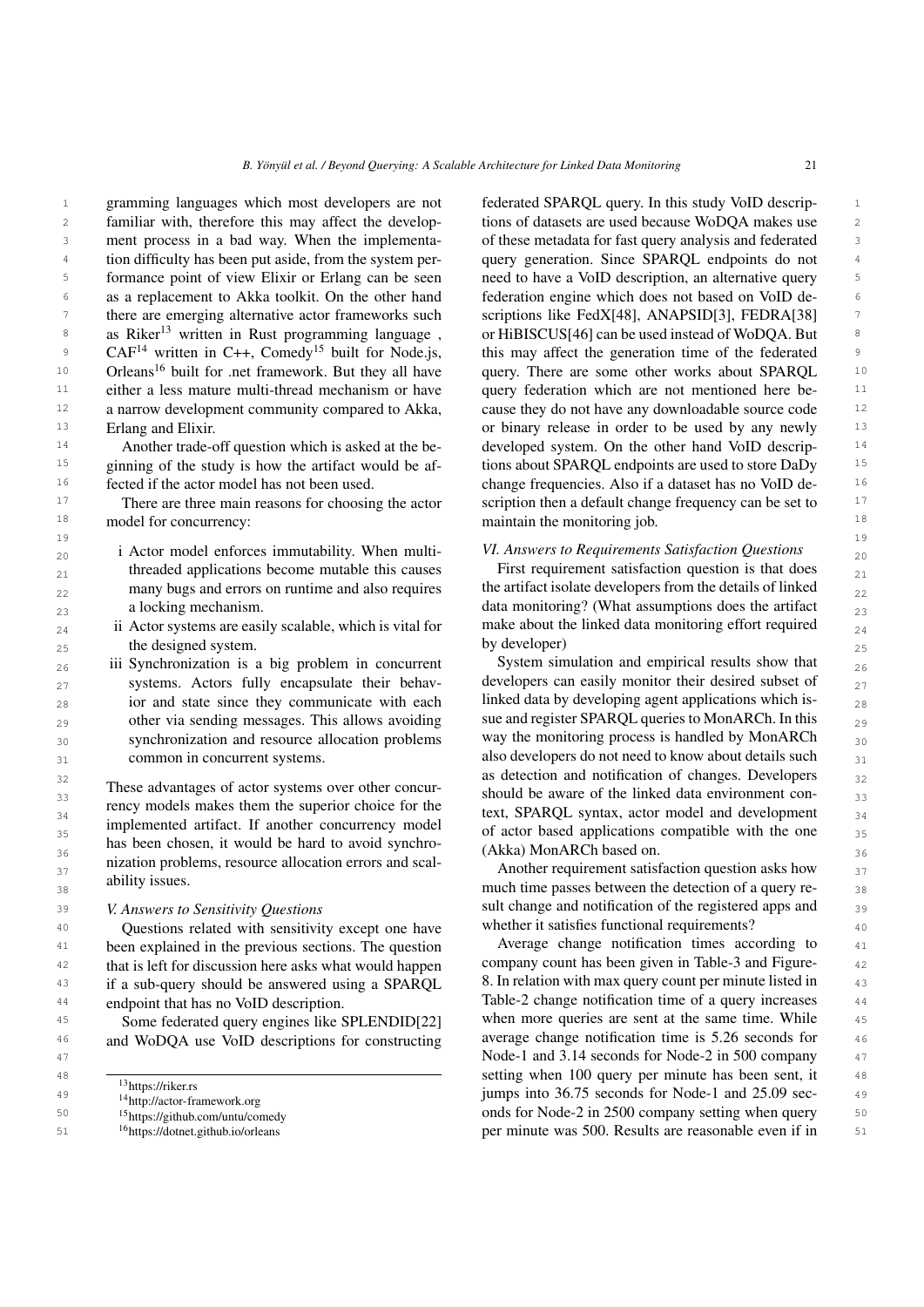gramming languages which most developers are not familiar with, therefore this may affect the development process in a bad way. When the implementation difficulty has been put aside, from the system performance point of view Elixir or Erlang can be seen as a replacement to Akka toolkit. On the other hand there are emerging alternative actor frameworks such as Riker[13] written in Rust programming language , CAF[14] written in C++, Comedy[15] built for Node.js, Orleans[16] built for .net framework. But they all have either a less mature multi-thread mechanism or have a narrow development community compared to Akka, Erlang and Elixir.

Another trade-off question which is asked at the beginning of the study is how the artifact would be affected if the actor model has not been used.

There are three main reasons for choosing the actor model for concurrency:

i Actor model enforces immutability. When multi-threaded applications become mutable this causes many bugs and errors on runtime and also requires a locking mechanism.

ii Actor systems are easily scalable, which is vital for the designed system.

iii Synchronization is a big problem in concurrent systems. Actors fully encapsulate their behavior and state since they communicate with each other via sending messages. This allows avoiding synchronization and resource allocation problems common in concurrent systems.

These advantages of actor systems over other concurrency models makes them the superior choice for the implemented artifact. If another concurrency model has been chosen, it would be hard to avoid synchronization problems, resource allocation errors and scalability issues.

### *V. Answers to Sensitivity Questions*

Questions related with sensitivity except one have been explained in the previous sections. The question that is left for discussion here asks what would happen if a sub-query should be answered using a SPARQL endpoint that has no VoID description.

Some federated query engines like SPLENDID[22] and WoDQA use VoID descriptions for constructing federated SPARQL query. In this study VoID descriptions of datasets are used because WoDQA makes use of these metadata for fast query analysis and federated query generation. Since SPARQL endpoints do not need to have a VoID description, an alternative query federation engine which does not based on VoID descriptions like FedX[48], ANAPSID[3], FEDRA[38] or HiBISCUS[46] can be used instead of WoDQA. But this may affect the generation time of the federated query. There are some other works about SPARQL query federation which are not mentioned here because they do not have any downloadable source code or binary release in order to be used by any newly developed system. On the other hand VoID descriptions about SPARQL endpoints are used to store DaDy change frequencies. Also if a dataset has no VoID description then a default change frequency can be set to maintain the monitoring job.

### *VI. Answers to Requirements Satisfaction Questions*

First requirement satisfaction question is that does the artifact isolate developers from the details of linked data monitoring? (What assumptions does the artifact make about the linked data monitoring effort required by developer)

System simulation and empirical results show that developers can easily monitor their desired subset of linked data by developing agent applications which issue and register SPARQL queries to MonARCh. In this way the monitoring process is handled by MonARCh also developers do not need to know about details such as detection and notification of changes. Developers should be aware of the linked data environment context, SPARQL syntax, actor model and development of actor based applications compatible with the one (Akka) MonARCh based on.

Another requirement satisfaction question asks how much time passes between the detection of a query result change and notification of the registered apps and whether it satisfies functional requirements?

Average change notification times according to company count has been given in Table-3 and Figure-8. In relation with max query count per minute listed in Table-2 change notification time of a query increases when more queries are sent at the same time. While average change notification time is 5.26 seconds for Node-1 and 3.14 seconds for Node-2 in 500 company setting when 100 query per minute has been sent, it jumps into 36.75 seconds for Node-1 and 25.09 seconds for Node-2 in 2500 company setting when query per minute was 500. Results are reasonable even if in

[13] https://riker.rs
[14] http://actor-framework.org
[15] https://github.com/untu/comedy
[16] https://dotnet.github.io/orleans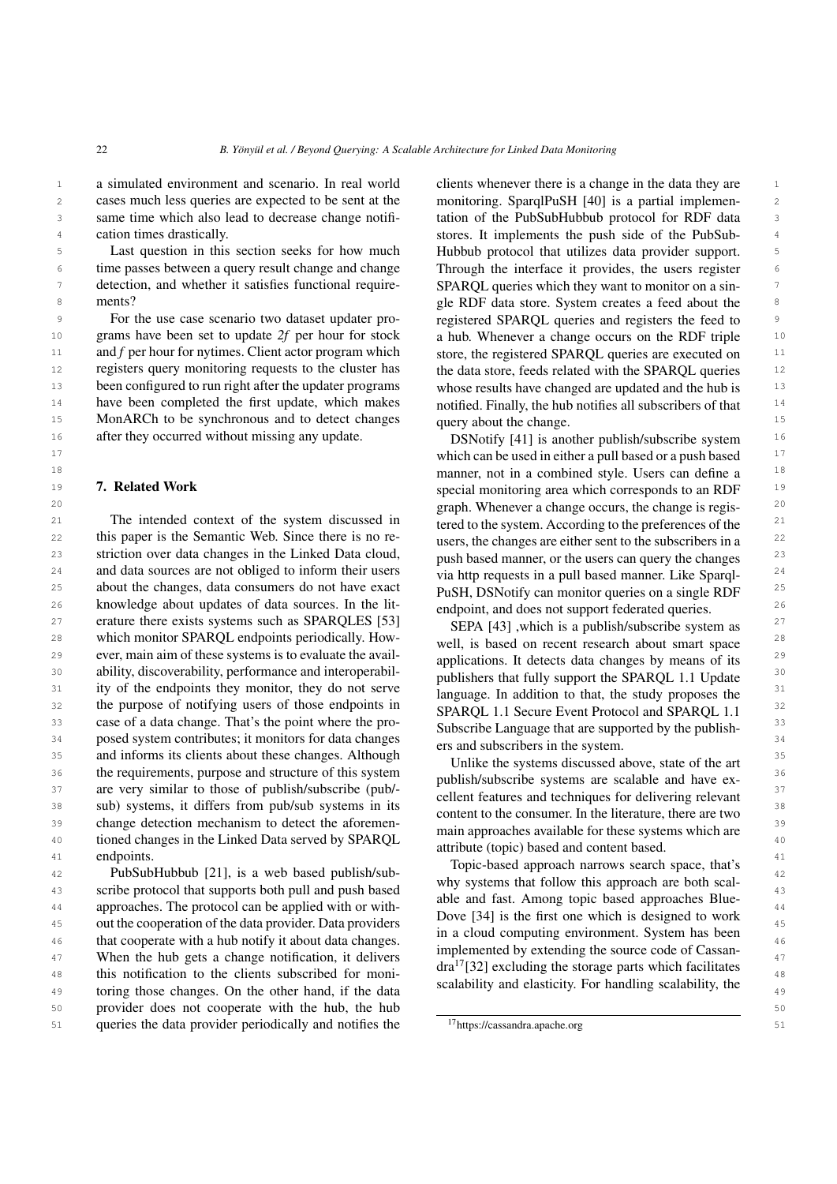a simulated environment and scenario. In real world cases much less queries are expected to be sent at the same time which also lead to decrease change notification times drastically.

Last question in this section seeks for how much time passes between a query result change and change detection, and whether it satisfies functional requirements?

For the use case scenario two dataset updater programs have been set to update *2f* per hour for stock and *f* per hour for nytimes. Client actor program which registers query monitoring requests to the cluster has been configured to run right after the updater programs have been completed the first update, which makes MonARCh to be synchronous and to detect changes after they occurred without missing any update.

## 7. Related Work

The intended context of the system discussed in this paper is the Semantic Web. Since there is no restriction over data changes in the Linked Data cloud, and data sources are not obliged to inform their users about the changes, data consumers do not have exact knowledge about updates of data sources. In the literature there exists systems such as SPARQLES [53] which monitor SPARQL endpoints periodically. However, main aim of these systems is to evaluate the availability, discoverability, performance and interoperability of the endpoints they monitor, they do not serve the purpose of notifying users of those endpoints in case of a data change. That's the point where the proposed system contributes; it monitors for data changes and informs its clients about these changes. Although the requirements, purpose and structure of this system are very similar to those of publish/subscribe (pub/sub) systems, it differs from pub/sub systems in its change detection mechanism to detect the aforementioned changes in the Linked Data served by SPARQL endpoints.

PubSubHubbub [21], is a web based publish/subscribe protocol that supports both pull and push based approaches. The protocol can be applied with or without the cooperation of the data provider. Data providers that cooperate with a hub notify it about data changes. When the hub gets a change notification, it delivers this notification to the clients subscribed for monitoring those changes. On the other hand, if the data provider does not cooperate with the hub, the hub queries the data provider periodically and notifies the clients whenever there is a change in the data they are monitoring. SparqlPuSH [40] is a partial implementation of the PubSubHubbub protocol for RDF data stores. It implements the push side of the PubSubHubbub protocol that utilizes data provider support. Through the interface it provides, the users register SPARQL queries which they want to monitor on a single RDF data store. System creates a feed about the registered SPARQL queries and registers the feed to a hub. Whenever a change occurs on the RDF triple store, the registered SPARQL queries are executed on the data store, feeds related with the SPARQL queries whose results have changed are updated and the hub is notified. Finally, the hub notifies all subscribers of that query about the change.

DSNotify [41] is another publish/subscribe system which can be used in either a pull based or a push based manner, not in a combined style. Users can define a special monitoring area which corresponds to an RDF graph. Whenever a change occurs, the change is registered to the system. According to the preferences of the users, the changes are either sent to the subscribers in a push based manner, or the users can query the changes via http requests in a pull based manner. Like SparqlPuSH, DSNotify can monitor queries on a single RDF endpoint, and does not support federated queries.

SEPA [43] ,which is a publish/subscribe system as well, is based on recent research about smart space applications. It detects data changes by means of its publishers that fully support the SPARQL 1.1 Update language. In addition to that, the study proposes the SPARQL 1.1 Secure Event Protocol and SPARQL 1.1 Subscribe Language that are supported by the publishers and subscribers in the system.

Unlike the systems discussed above, state of the art publish/subscribe systems are scalable and have excellent features and techniques for delivering relevant content to the consumer. In the literature, there are two main approaches available for these systems which are attribute (topic) based and content based.

Topic-based approach narrows search space, that's why systems that follow this approach are both scalable and fast. Among topic based approaches BlueDove [34] is the first one which is designed to work in a cloud computing environment. System has been implemented by extending the source code of Cassandra[17] [32] excluding the storage parts which facilitates scalability and elasticity. For handling scalability, the

[17] https://cassandra.apache.org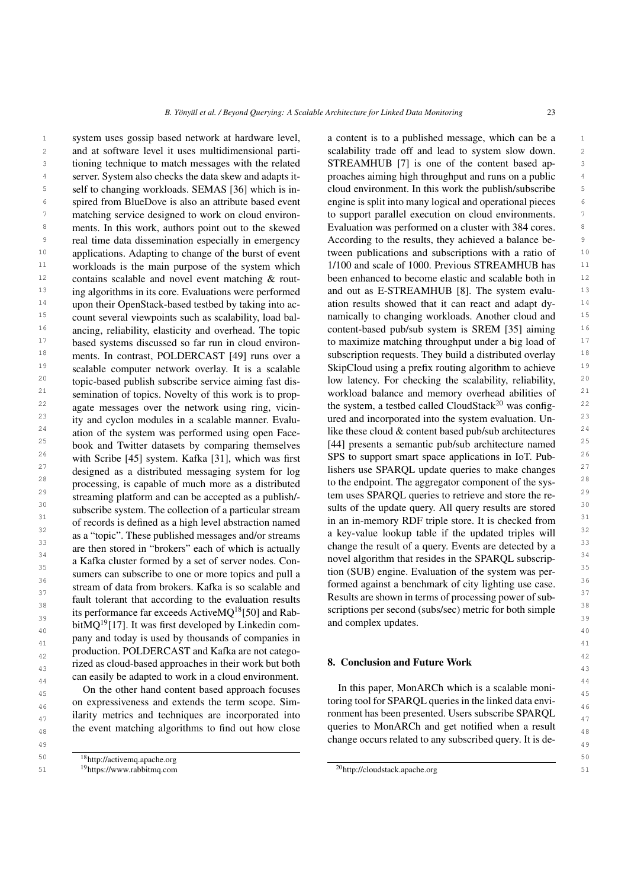system uses gossip based network at hardware level, and at software level it uses multidimensional partitioning technique to match messages with the related server. System also checks the data skew and adapts itself to changing workloads. SEMAS [36] which is inspired from BlueDove is also an attribute based event matching service designed to work on cloud environments. In this work, authors point out to the skewed real time data dissemination especially in emergency applications. Adapting to change of the burst of event workloads is the main purpose of the system which contains scalable and novel event matching & routing algorithms in its core. Evaluations were performed upon their OpenStack-based testbed by taking into account several viewpoints such as scalability, load balancing, reliability, elasticity and overhead. The topic based systems discussed so far run in cloud environments. In contrast, POLDERCAST [49] runs over a scalable computer network overlay. It is a scalable topic-based publish subscribe service aiming fast dissemination of topics. Novelty of this work is to propagate messages over the network using ring, vicinity and cyclon modules in a scalable manner. Evaluation of the system was performed using open Facebook and Twitter datasets by comparing themselves with Scribe [45] system. Kafka [31], which was first designed as a distributed messaging system for log processing, is capable of much more as a distributed streaming platform and can be accepted as a publish/subscribe system. The collection of a particular stream of records is defined as a high level abstraction named as a "topic". These published messages and/or streams are then stored in "brokers" each of which is actually a Kafka cluster formed by a set of server nodes. Consumers can subscribe to one or more topics and pull a stream of data from brokers. Kafka is so scalable and fault tolerant that according to the evaluation results its performance far exceeds ActiveMQ[18][50] and RabbitMQ[19][17]. It was first developed by Linkedin company and today is used by thousands of companies in production. POLDERCAST and Kafka are not categorized as cloud-based approaches in their work but both can easily be adapted to work in a cloud environment.

On the other hand content based approach focuses on expressiveness and extends the term scope. Similarity metrics and techniques are incorporated into the event matching algorithms to find out how close a content is to a published message, which can be a scalability trade off and lead to system slow down. STREAMHUB [7] is one of the content based approaches aiming high throughput and runs on a public cloud environment. In this work the publish/subscribe engine is split into many logical and operational pieces to support parallel execution on cloud environments. Evaluation was performed on a cluster with 384 cores. According to the results, they achieved a balance between publications and subscriptions with a ratio of 1/100 and scale of 1000. Previous STREAMHUB has been enhanced to become elastic and scalable both in and out as E-STREAMHUB [8]. The system evaluation results showed that it can react and adapt dynamically to changing workloads. Another cloud and content-based pub/sub system is SREM [35] aiming to maximize matching throughput under a big load of subscription requests. They build a distributed overlay SkipCloud using a prefix routing algorithm to achieve low latency. For checking the scalability, reliability, workload balance and memory overhead abilities of the system, a testbed called CloudStack[20] was configured and incorporated into the system evaluation. Unlike these cloud & content based pub/sub architectures [44] presents a semantic pub/sub architecture named SPS to support smart space applications in IoT. Publishers use SPARQL update queries to make changes to the endpoint. The aggregator component of the system uses SPARQL queries to retrieve and store the results of the update query. All query results are stored in an in-memory RDF triple store. It is checked from a key-value lookup table if the updated triples will change the result of a query. Events are detected by a novel algorithm that resides in the SPARQL subscription (SUB) engine. Evaluation of the system was performed against a benchmark of city lighting use case. Results are shown in terms of processing power of subscriptions per second (subs/sec) metric for both simple and complex updates.

## 8. Conclusion and Future Work

In this paper, MonARCh which is a scalable monitoring tool for SPARQL queries in the linked data environment has been presented. Users subscribe SPARQL queries to MonARCh and get notified when a result change occurs related to any subscribed query. It is de-

[18] http://activemq.apache.org

[19] https://www.rabbitmq.com

[20] http://cloudstack.apache.org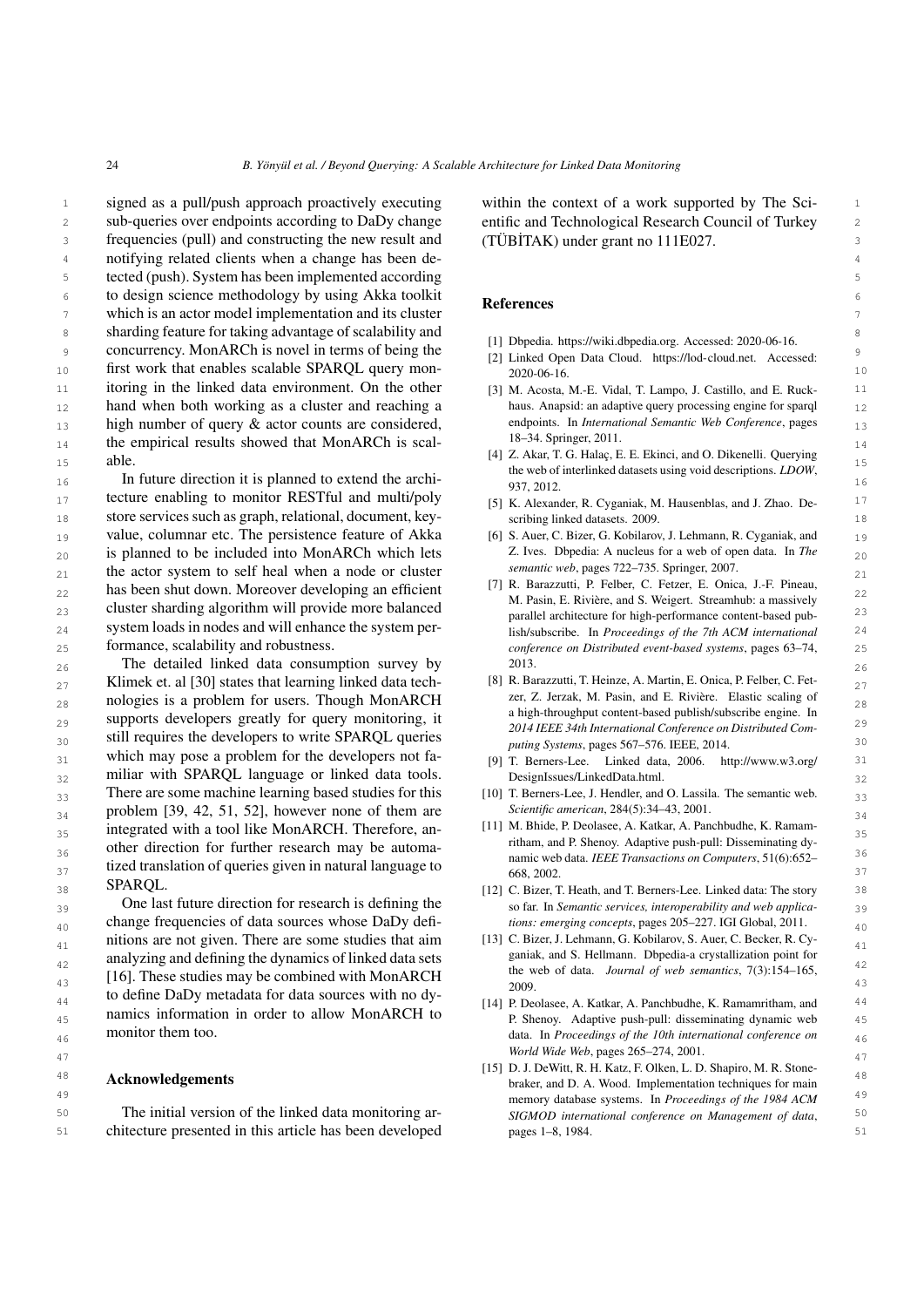signed as a pull/push approach proactively executing sub-queries over endpoints according to DaDy change frequencies (pull) and constructing the new result and notifying related clients when a change has been detected (push). System has been implemented according to design science methodology by using Akka toolkit which is an actor model implementation and its cluster sharding feature for taking advantage of scalability and concurrency. MonARCh is novel in terms of being the first work that enables scalable SPARQL query monitoring in the linked data environment. On the other hand when both working as a cluster and reaching a high number of query & actor counts are considered, the empirical results showed that MonARCh is scalable.

In future direction it is planned to extend the architecture enabling to monitor RESTful and multi/poly store services such as graph, relational, document, key-value, columnar etc. The persistence feature of Akka is planned to be included into MonARCh which lets the actor system to self heal when a node or cluster has been shut down. Moreover developing an efficient cluster sharding algorithm will provide more balanced system loads in nodes and will enhance the system performance, scalability and robustness.

The detailed linked data consumption survey by Klimek et. al [30] states that learning linked data technologies is a problem for users. Though MonARCH supports developers greatly for query monitoring, it still requires the developers to write SPARQL queries which may pose a problem for the developers not familiar with SPARQL language or linked data tools. There are some machine learning based studies for this problem [39, 42, 51, 52], however none of them are integrated with a tool like MonARCH. Therefore, another direction for further research may be automatized translation of queries given in natural language to SPARQL.

One last future direction for research is defining the change frequencies of data sources whose DaDy definitions are not given. There are some studies that aim analyzing and defining the dynamics of linked data sets [16]. These studies may be combined with MonARCH to define DaDy metadata for data sources with no dynamics information in order to allow MonARCH to monitor them too.

## Acknowledgements

The initial version of the linked data monitoring architecture presented in this article has been developed within the context of a work supported by The Scientific and Technological Research Council of Turkey (TÜBİTAK) under grant no 111E027.

## References

[1] Dbpedia. https://wiki.dbpedia.org. Accessed: 2020-06-16.

[2] Linked Open Data Cloud. https://lod-cloud.net. Accessed: 2020-06-16.

[3] M. Acosta, M.-E. Vidal, T. Lampo, J. Castillo, and E. Ruckhaus. Anapsid: an adaptive query processing engine for sparql endpoints. In *International Semantic Web Conference*, pages 18–34. Springer, 2011.

[4] Z. Akar, T. G. Halaç, E. E. Ekinci, and O. Dikenelli. Querying the web of interlinked datasets using void descriptions. *LDOW*, 937, 2012.

[5] K. Alexander, R. Cyganiak, M. Hausenblas, and J. Zhao. Describing linked datasets. 2009.

[6] S. Auer, C. Bizer, G. Kobilarov, J. Lehmann, R. Cyganiak, and Z. Ives. Dbpedia: A nucleus for a web of open data. In *The semantic web*, pages 722–735. Springer, 2007.

[7] R. Barazzutti, P. Felber, C. Fetzer, E. Onica, J.-F. Pineau, M. Pasin, E. Rivière, and S. Weigert. Streamhub: a massively parallel architecture for high-performance content-based publish/subscribe. In *Proceedings of the 7th ACM international conference on Distributed event-based systems*, pages 63–74, 2013.

[8] R. Barazzutti, T. Heinze, A. Martin, E. Onica, P. Felber, C. Fetzer, Z. Jerzak, M. Pasin, and E. Rivière. Elastic scaling of a high-throughput content-based publish/subscribe engine. In *2014 IEEE 34th International Conference on Distributed Computing Systems*, pages 567–576. IEEE, 2014.

[9] T. Berners-Lee. Linked data, 2006. http://www.w3.org/DesignIssues/LinkedData.html.

[10] T. Berners-Lee, J. Hendler, and O. Lassila. The semantic web. *Scientific american*, 284(5):34–43, 2001.

[11] M. Bhide, P. Deolasee, A. Katkar, A. Panchbudhe, K. Ramamritham, and P. Shenoy. Adaptive push-pull: Disseminating dynamic web data. *IEEE Transactions on Computers*, 51(6):652–668, 2002.

[12] C. Bizer, T. Heath, and T. Berners-Lee. Linked data: The story so far. In *Semantic services, interoperability and web applications: emerging concepts*, pages 205–227. IGI Global, 2011.

[13] C. Bizer, J. Lehmann, G. Kobilarov, S. Auer, C. Becker, R. Cyganiak, and S. Hellmann. Dbpedia-a crystallization point for the web of data. *Journal of web semantics*, 7(3):154–165, 2009.

[14] P. Deolasee, A. Katkar, A. Panchbudhe, K. Ramamritham, and P. Shenoy. Adaptive push-pull: disseminating dynamic web data. In *Proceedings of the 10th international conference on World Wide Web*, pages 265–274, 2001.

[15] D. J. DeWitt, R. H. Katz, F. Olken, L. D. Shapiro, M. R. Stonebraker, and D. A. Wood. Implementation techniques for main memory database systems. In *Proceedings of the 1984 ACM SIGMOD international conference on Management of data*, pages 1–8, 1984.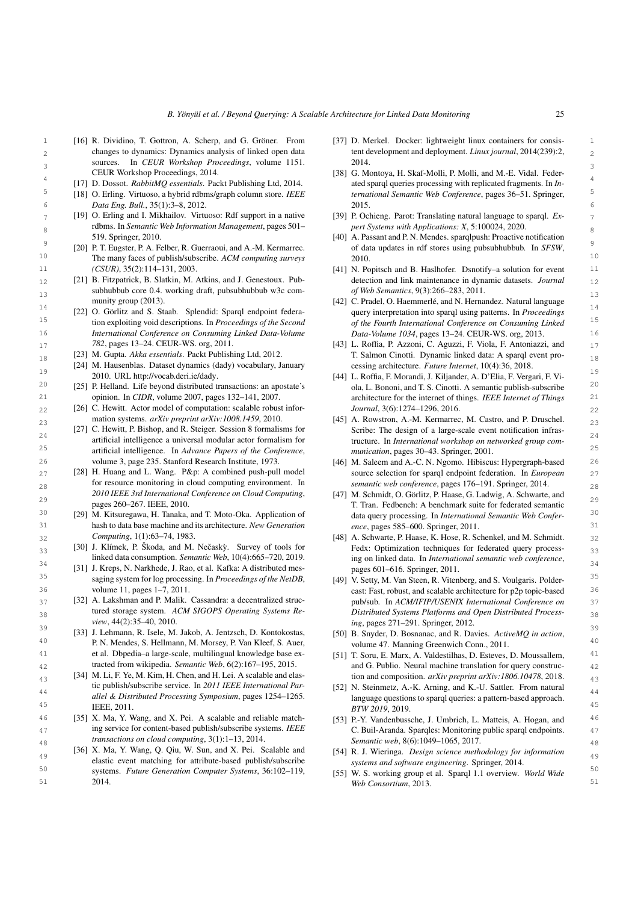[16] R. Dividino, T. Gottron, A. Scherp, and G. Gröner. From changes to dynamics: Dynamics analysis of linked open data sources. In *CEUR Workshop Proceedings*, volume 1151. CEUR Workshop Proceedings, 2014.

[17] D. Dossot. *RabbitMQ essentials*. Packt Publishing Ltd, 2014.

[18] O. Erling. Virtuoso, a hybrid rdbms/graph column store. *IEEE Data Eng. Bull.*, 35(1):3–8, 2012.

[19] O. Erling and I. Mikhailov. Virtuoso: Rdf support in a native rdbms. In *Semantic Web Information Management*, pages 501–519. Springer, 2010.

[20] P. T. Eugster, P. A. Felber, R. Guerraoui, and A.-M. Kermarrec. The many faces of publish/subscribe. *ACM computing surveys (CSUR)*, 35(2):114–131, 2003.

[21] B. Fitzpatrick, B. Slatkin, M. Atkins, and J. Genestoux. Pubsubhubbub core 0.4. working draft, pubsubhubbub w3c community group (2013).

[22] O. Görlitz and S. Staab. Splendid: Sparql endpoint federation exploiting void descriptions. In *Proceedings of the Second International Conference on Consuming Linked Data-Volume 782*, pages 13–24. CEUR-WS. org, 2011.

[23] M. Gupta. *Akka essentials*. Packt Publishing Ltd, 2012.

[24] M. Hausenblas. Dataset dynamics (dady) vocabulary, January 2010. URL http://vocab.deri.ie/dady.

[25] P. Helland. Life beyond distributed transactions: an apostate's opinion. In *CIDR*, volume 2007, pages 132–141, 2007.

[26] C. Hewitt. Actor model of computation: scalable robust information systems. *arXiv preprint arXiv:1008.1459*, 2010.

[27] C. Hewitt, P. Bishop, and R. Steiger. Session 8 formalisms for artificial intelligence a universal modular actor formalism for artificial intelligence. In *Advance Papers of the Conference*, volume 3, page 235. Stanford Research Institute, 1973.

[28] H. Huang and L. Wang. P&p: A combined push-pull model for resource monitoring in cloud computing environment. In *2010 IEEE 3rd International Conference on Cloud Computing*, pages 260–267. IEEE, 2010.

[29] M. Kitsuregawa, H. Tanaka, and T. Moto-Oka. Application of hash to data base machine and its architecture. *New Generation Computing*, 1(1):63–74, 1983.

[30] J. Klímek, P. Škoda, and M. Nečaskỳ. Survey of tools for linked data consumption. *Semantic Web*, 10(4):665–720, 2019.

[31] J. Kreps, N. Narkhede, J. Rao, et al. Kafka: A distributed messaging system for log processing. In *Proceedings of the NetDB*, volume 11, pages 1–7, 2011.

[32] A. Lakshman and P. Malik. Cassandra: a decentralized structured storage system. *ACM SIGOPS Operating Systems Review*, 44(2):35–40, 2010.

[33] J. Lehmann, R. Isele, M. Jakob, A. Jentzsch, D. Kontokostas, P. N. Mendes, S. Hellmann, M. Morsey, P. Van Kleef, S. Auer, et al. Dbpedia–a large-scale, multilingual knowledge base extracted from wikipedia. *Semantic Web*, 6(2):167–195, 2015.

[34] M. Li, F. Ye, M. Kim, H. Chen, and H. Lei. A scalable and elastic publish/subscribe service. In *2011 IEEE International Parallel & Distributed Processing Symposium*, pages 1254–1265. IEEE, 2011.

[35] X. Ma, Y. Wang, and X. Pei. A scalable and reliable matching service for content-based publish/subscribe systems. *IEEE transactions on cloud computing*, 3(1):1–13, 2014.

[36] X. Ma, Y. Wang, Q. Qiu, W. Sun, and X. Pei. Scalable and elastic event matching for attribute-based publish/subscribe systems. *Future Generation Computer Systems*, 36:102–119, 2014.

[37] D. Merkel. Docker: lightweight linux containers for consistent development and deployment. *Linux journal*, 2014(239):2, 2014.

[38] G. Montoya, H. Skaf-Molli, P. Molli, and M.-E. Vidal. Federated sparql queries processing with replicated fragments. In *International Semantic Web Conference*, pages 36–51. Springer, 2015.

[39] P. Ochieng. Parot: Translating natural language to sparql. *Expert Systems with Applications: X*, 5:100024, 2020.

[40] A. Passant and P. N. Mendes. sparqlpush: Proactive notification of data updates in rdf stores using pubsubhubbub. In *SFSW*, 2010.

[41] N. Popitsch and B. Haslhofer. Dsnotify–a solution for event detection and link maintenance in dynamic datasets. *Journal of Web Semantics*, 9(3):266–283, 2011.

[42] C. Pradel, O. Haemmerlé, and N. Hernandez. Natural language query interpretation into sparql using patterns. In *Proceedings of the Fourth International Conference on Consuming Linked Data-Volume 1034*, pages 13–24. CEUR-WS. org, 2013.

[43] L. Roffia, P. Azzoni, C. Aguzzi, F. Viola, F. Antoniazzi, and T. Salmon Cinotti. Dynamic linked data: A sparql event processing architecture. *Future Internet*, 10(4):36, 2018.

[44] L. Roffia, F. Morandi, J. Kiljander, A. D'Elia, F. Vergari, F. Viola, L. Bononi, and T. S. Cinotti. A semantic publish-subscribe architecture for the internet of things. *IEEE Internet of Things Journal*, 3(6):1274–1296, 2016.

[45] A. Rowstron, A.-M. Kermarrec, M. Castro, and P. Druschel. Scribe: The design of a large-scale event notification infrastructure. In *International workshop on networked group communication*, pages 30–43. Springer, 2001.

[46] M. Saleem and A.-C. N. Ngomo. Hibiscus: Hypergraph-based source selection for sparql endpoint federation. In *European semantic web conference*, pages 176–191. Springer, 2014.

[47] M. Schmidt, O. Görlitz, P. Haase, G. Ladwig, A. Schwarte, and T. Tran. Fedbench: A benchmark suite for federated semantic data query processing. In *International Semantic Web Conference*, pages 585–600. Springer, 2011.

[48] A. Schwarte, P. Haase, K. Hose, R. Schenkel, and M. Schmidt. Fedx: Optimization techniques for federated query processing on linked data. In *International semantic web conference*, pages 601–616. Springer, 2011.

[49] V. Setty, M. Van Steen, R. Vitenberg, and S. Voulgaris. Poldercast: Fast, robust, and scalable architecture for p2p topic-based pub/sub. In *ACM/IFIP/USENIX International Conference on Distributed Systems Platforms and Open Distributed Processing*, pages 271–291. Springer, 2012.

[50] B. Snyder, D. Bosnanac, and R. Davies. *ActiveMQ in action*, volume 47. Manning Greenwich Conn., 2011.

[51] T. Soru, E. Marx, A. Valdestilhas, D. Esteves, D. Moussallem, and G. Publio. Neural machine translation for query construction and composition. *arXiv preprint arXiv:1806.10478*, 2018.

[52] N. Steinmetz, A.-K. Arning, and K.-U. Sattler. From natural language questions to sparql queries: a pattern-based approach. *BTW 2019*, 2019.

[53] P.-Y. Vandenbussche, J. Umbrich, L. Matteis, A. Hogan, and C. Buil-Aranda. Sparqles: Monitoring public sparql endpoints. *Semantic web*, 8(6):1049–1065, 2017.

[54] R. J. Wieringa. *Design science methodology for information systems and software engineering*. Springer, 2014.

[55] W. S. working group et al. Sparql 1.1 overview. *World Wide Web Consortium*, 2013.